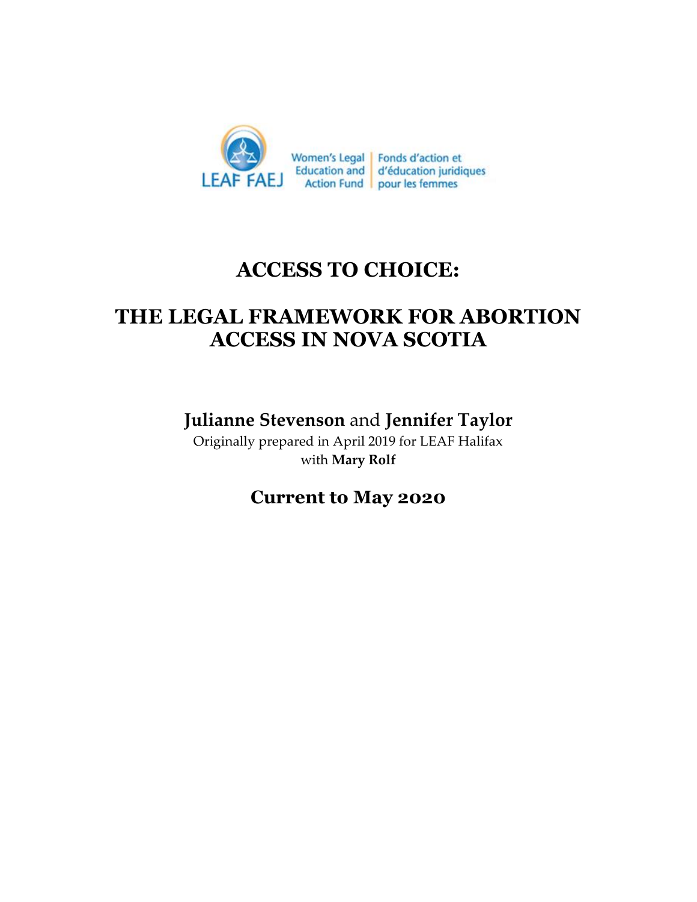LEAF FAEJ Women's Legal Education and Action Fund | Fonds d'action et d'éducation juridiques pour les femmes

# ACCESS TO CHOICE:

# THE LEGAL FRAMEWORK FOR ABORTION ACCESS IN NOVA SCOTIA

**Julianne Stevenson** and **Jennifer Taylor**

Originally prepared in April 2019 for LEAF Halifax with **Mary Rolf**

## Current to May 2020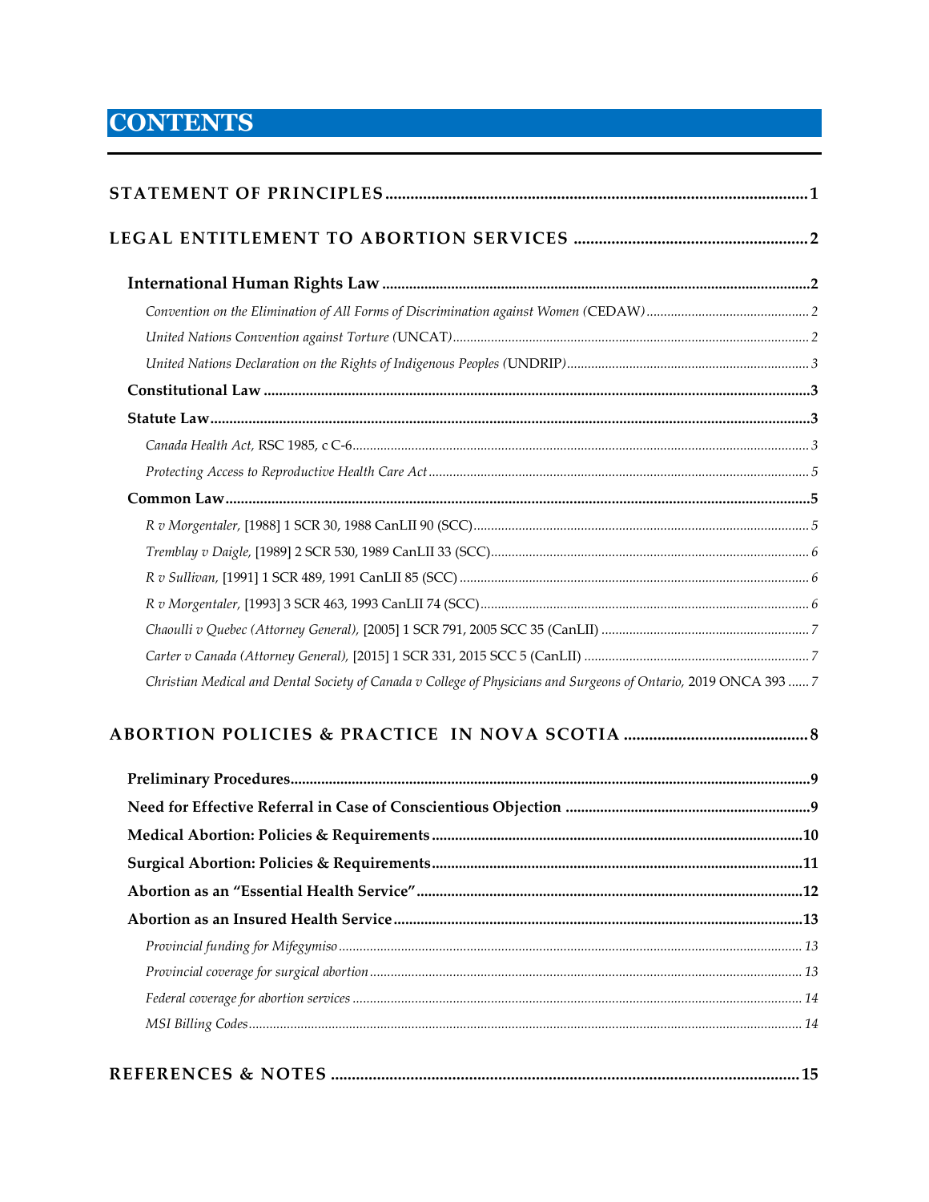# CONTENTS

**STATEMENT OF PRINCIPLES** .......... 1

**LEGAL ENTITLEMENT TO ABORTION SERVICES** .......... 2

**International Human Rights Law** .......... 2

*Convention on the Elimination of All Forms of Discrimination against Women* (CEDAW) .......... 2

*United Nations Convention against Torture* (UNCAT) .......... 2

*United Nations Declaration on the Rights of Indigenous Peoples* (UNDRIP) .......... 3

**Constitutional Law** .......... 3

**Statute Law** .......... 3

*Canada Health Act,* RSC 1985, c C-6 .......... 3

*Protecting Access to Reproductive Health Care Act* .......... 5

**Common Law** .......... 5

*R v Morgentaler,* [1988] 1 SCR 30, 1988 CanLII 90 (SCC) .......... 5

*Tremblay v Daigle,* [1989] 2 SCR 530, 1989 CanLII 33 (SCC) .......... 6

*R v Sullivan,* [1991] 1 SCR 489, 1991 CanLII 85 (SCC) .......... 6

*R v Morgentaler,* [1993] 3 SCR 463, 1993 CanLII 74 (SCC) .......... 6

*Chaoulli v Quebec (Attorney General),* [2005] 1 SCR 791, 2005 SCC 35 (CanLII) .......... 7

*Carter v Canada (Attorney General),* [2015] 1 SCR 331, 2015 SCC 5 (CanLII) .......... 7

*Christian Medical and Dental Society of Canada v College of Physicians and Surgeons of Ontario,* 2019 ONCA 393 .......... 7

**ABORTION POLICIES & PRACTICE IN NOVA SCOTIA** .......... 8

**Preliminary Procedures** .......... 9

**Need for Effective Referral in Case of Conscientious Objection** .......... 9

**Medical Abortion: Policies & Requirements** .......... 10

**Surgical Abortion: Policies & Requirements** .......... 11

**Abortion as an "Essential Health Service"** .......... 12

**Abortion as an Insured Health Service** .......... 13

*Provincial funding for Mifegymiso* .......... 13

*Provincial coverage for surgical abortion* .......... 13

*Federal coverage for abortion services* .......... 14

*MSI Billing Codes* .......... 14

**REFERENCES & NOTES** .......... 15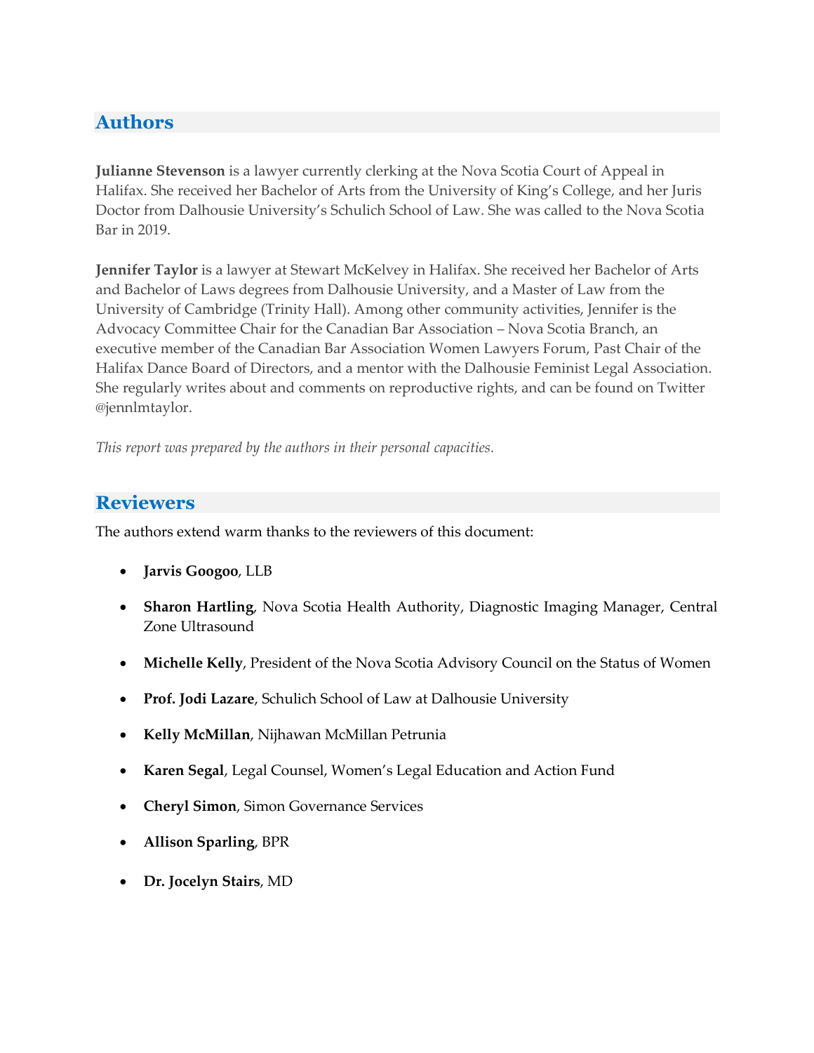## Authors

**Julianne Stevenson** is a lawyer currently clerking at the Nova Scotia Court of Appeal in Halifax. She received her Bachelor of Arts from the University of King's College, and her Juris Doctor from Dalhousie University's Schulich School of Law. She was called to the Nova Scotia Bar in 2019.

**Jennifer Taylor** is a lawyer at Stewart McKelvey in Halifax. She received her Bachelor of Arts and Bachelor of Laws degrees from Dalhousie University, and a Master of Law from the University of Cambridge (Trinity Hall). Among other community activities, Jennifer is the Advocacy Committee Chair for the Canadian Bar Association – Nova Scotia Branch, an executive member of the Canadian Bar Association Women Lawyers Forum, Past Chair of the Halifax Dance Board of Directors, and a mentor with the Dalhousie Feminist Legal Association. She regularly writes about and comments on reproductive rights, and can be found on Twitter @jennlmtaylor.

*This report was prepared by the authors in their personal capacities.*

## Reviewers

The authors extend warm thanks to the reviewers of this document:

- **Jarvis Googoo**, LLB
- **Sharon Hartling**, Nova Scotia Health Authority, Diagnostic Imaging Manager, Central Zone Ultrasound
- **Michelle Kelly**, President of the Nova Scotia Advisory Council on the Status of Women
- **Prof. Jodi Lazare**, Schulich School of Law at Dalhousie University
- **Kelly McMillan**, Nijhawan McMillan Petrunia
- **Karen Segal**, Legal Counsel, Women's Legal Education and Action Fund
- **Cheryl Simon**, Simon Governance Services
- **Allison Sparling**, BPR
- **Dr. Jocelyn Stairs**, MD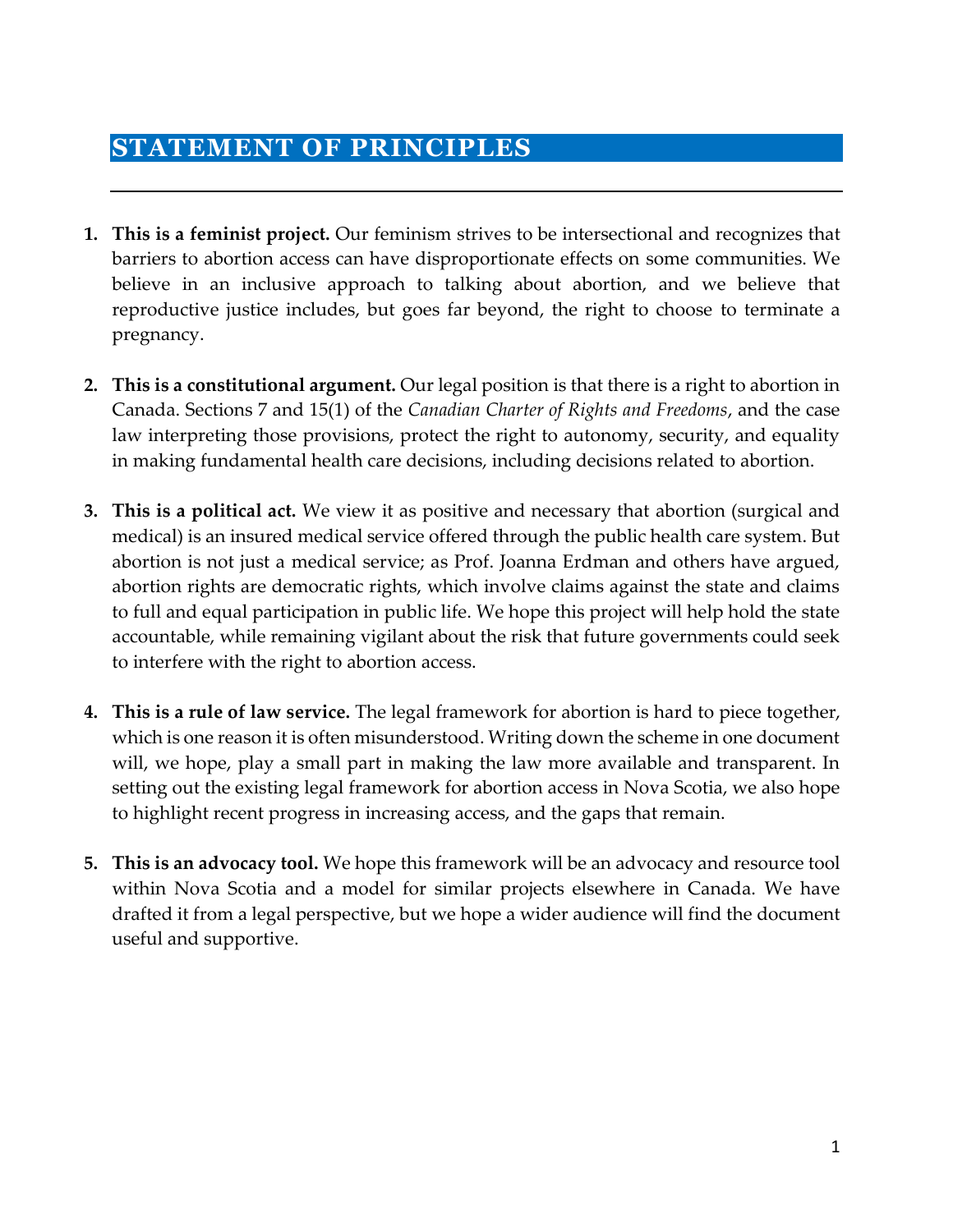# STATEMENT OF PRINCIPLES

1. **This is a feminist project.** Our feminism strives to be intersectional and recognizes that barriers to abortion access can have disproportionate effects on some communities. We believe in an inclusive approach to talking about abortion, and we believe that reproductive justice includes, but goes far beyond, the right to choose to terminate a pregnancy.

2. **This is a constitutional argument.** Our legal position is that there is a right to abortion in Canada. Sections 7 and 15(1) of the *Canadian Charter of Rights and Freedoms*, and the case law interpreting those provisions, protect the right to autonomy, security, and equality in making fundamental health care decisions, including decisions related to abortion.

3. **This is a political act.** We view it as positive and necessary that abortion (surgical and medical) is an insured medical service offered through the public health care system. But abortion is not just a medical service; as Prof. Joanna Erdman and others have argued, abortion rights are democratic rights, which involve claims against the state and claims to full and equal participation in public life. We hope this project will help hold the state accountable, while remaining vigilant about the risk that future governments could seek to interfere with the right to abortion access.

4. **This is a rule of law service.** The legal framework for abortion is hard to piece together, which is one reason it is often misunderstood. Writing down the scheme in one document will, we hope, play a small part in making the law more available and transparent. In setting out the existing legal framework for abortion access in Nova Scotia, we also hope to highlight recent progress in increasing access, and the gaps that remain.

5. **This is an advocacy tool.** We hope this framework will be an advocacy and resource tool within Nova Scotia and a model for similar projects elsewhere in Canada. We have drafted it from a legal perspective, but we hope a wider audience will find the document useful and supportive.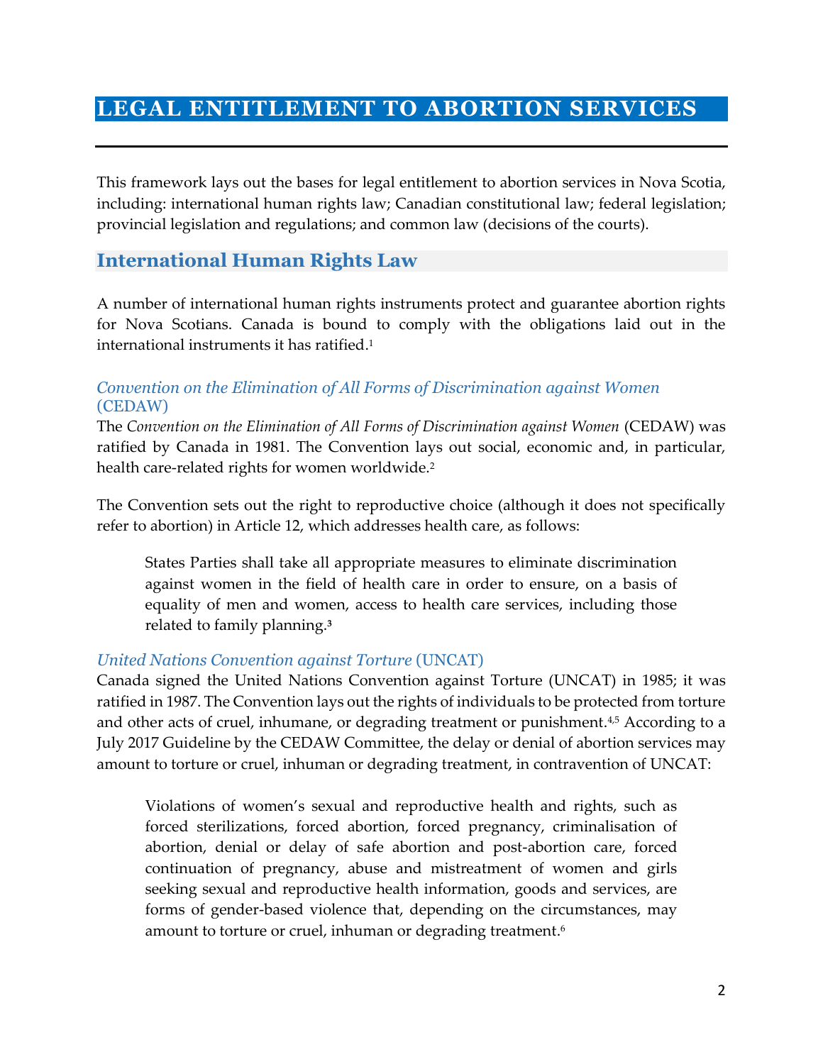# LEGAL ENTITLEMENT TO ABORTION SERVICES

This framework lays out the bases for legal entitlement to abortion services in Nova Scotia, including: international human rights law; Canadian constitutional law; federal legislation; provincial legislation and regulations; and common law (decisions of the courts).

## International Human Rights Law

A number of international human rights instruments protect and guarantee abortion rights for Nova Scotians. Canada is bound to comply with the obligations laid out in the international instruments it has ratified.[1]

### *Convention on the Elimination of All Forms of Discrimination against Women* (CEDAW)

The *Convention on the Elimination of All Forms of Discrimination against Women* (CEDAW) was ratified by Canada in 1981. The Convention lays out social, economic and, in particular, health care-related rights for women worldwide.[2]

The Convention sets out the right to reproductive choice (although it does not specifically refer to abortion) in Article 12, which addresses health care, as follows:

> States Parties shall take all appropriate measures to eliminate discrimination against women in the field of health care in order to ensure, on a basis of equality of men and women, access to health care services, including those related to family planning.[3]

### *United Nations Convention against Torture* (UNCAT)

Canada signed the United Nations Convention against Torture (UNCAT) in 1985; it was ratified in 1987. The Convention lays out the rights of individuals to be protected from torture and other acts of cruel, inhumane, or degrading treatment or punishment.[4,5] According to a July 2017 Guideline by the CEDAW Committee, the delay or denial of abortion services may amount to torture or cruel, inhuman or degrading treatment, in contravention of UNCAT:

> Violations of women's sexual and reproductive health and rights, such as forced sterilizations, forced abortion, forced pregnancy, criminalisation of abortion, denial or delay of safe abortion and post-abortion care, forced continuation of pregnancy, abuse and mistreatment of women and girls seeking sexual and reproductive health information, goods and services, are forms of gender-based violence that, depending on the circumstances, may amount to torture or cruel, inhuman or degrading treatment.[6]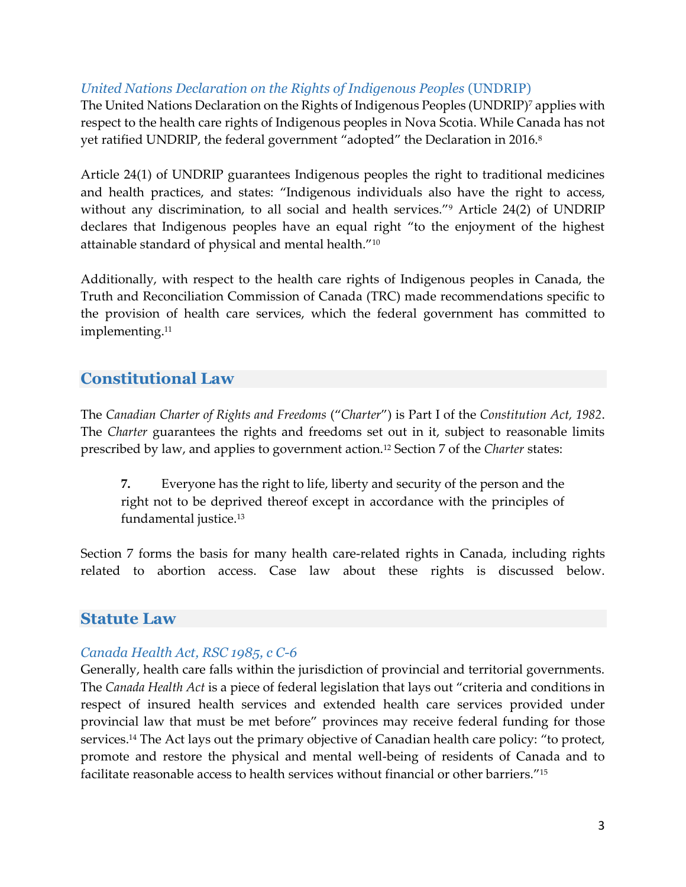### *United Nations Declaration on the Rights of Indigenous Peoples* (UNDRIP)

The United Nations Declaration on the Rights of Indigenous Peoples (UNDRIP)[7] applies with respect to the health care rights of Indigenous peoples in Nova Scotia. While Canada has not yet ratified UNDRIP, the federal government "adopted" the Declaration in 2016.[8]

Article 24(1) of UNDRIP guarantees Indigenous peoples the right to traditional medicines and health practices, and states: "Indigenous individuals also have the right to access, without any discrimination, to all social and health services."[9] Article 24(2) of UNDRIP declares that Indigenous peoples have an equal right "to the enjoyment of the highest attainable standard of physical and mental health."[10]

Additionally, with respect to the health care rights of Indigenous peoples in Canada, the Truth and Reconciliation Commission of Canada (TRC) made recommendations specific to the provision of health care services, which the federal government has committed to implementing.[11]

## Constitutional Law

The *Canadian Charter of Rights and Freedoms* ("*Charter*") is Part I of the *Constitution Act, 1982*. The *Charter* guarantees the rights and freedoms set out in it, subject to reasonable limits prescribed by law, and applies to government action.[12] Section 7 of the *Charter* states:

> **7.** Everyone has the right to life, liberty and security of the person and the right not to be deprived thereof except in accordance with the principles of fundamental justice.[13]

Section 7 forms the basis for many health care-related rights in Canada, including rights related to abortion access. Case law about these rights is discussed below.

## Statute Law

### *Canada Health Act, RSC 1985, c C-6*

Generally, health care falls within the jurisdiction of provincial and territorial governments. The *Canada Health Act* is a piece of federal legislation that lays out "criteria and conditions in respect of insured health services and extended health care services provided under provincial law that must be met before" provinces may receive federal funding for those services.[14] The Act lays out the primary objective of Canadian health care policy: "to protect, promote and restore the physical and mental well-being of residents of Canada and to facilitate reasonable access to health services without financial or other barriers."[15]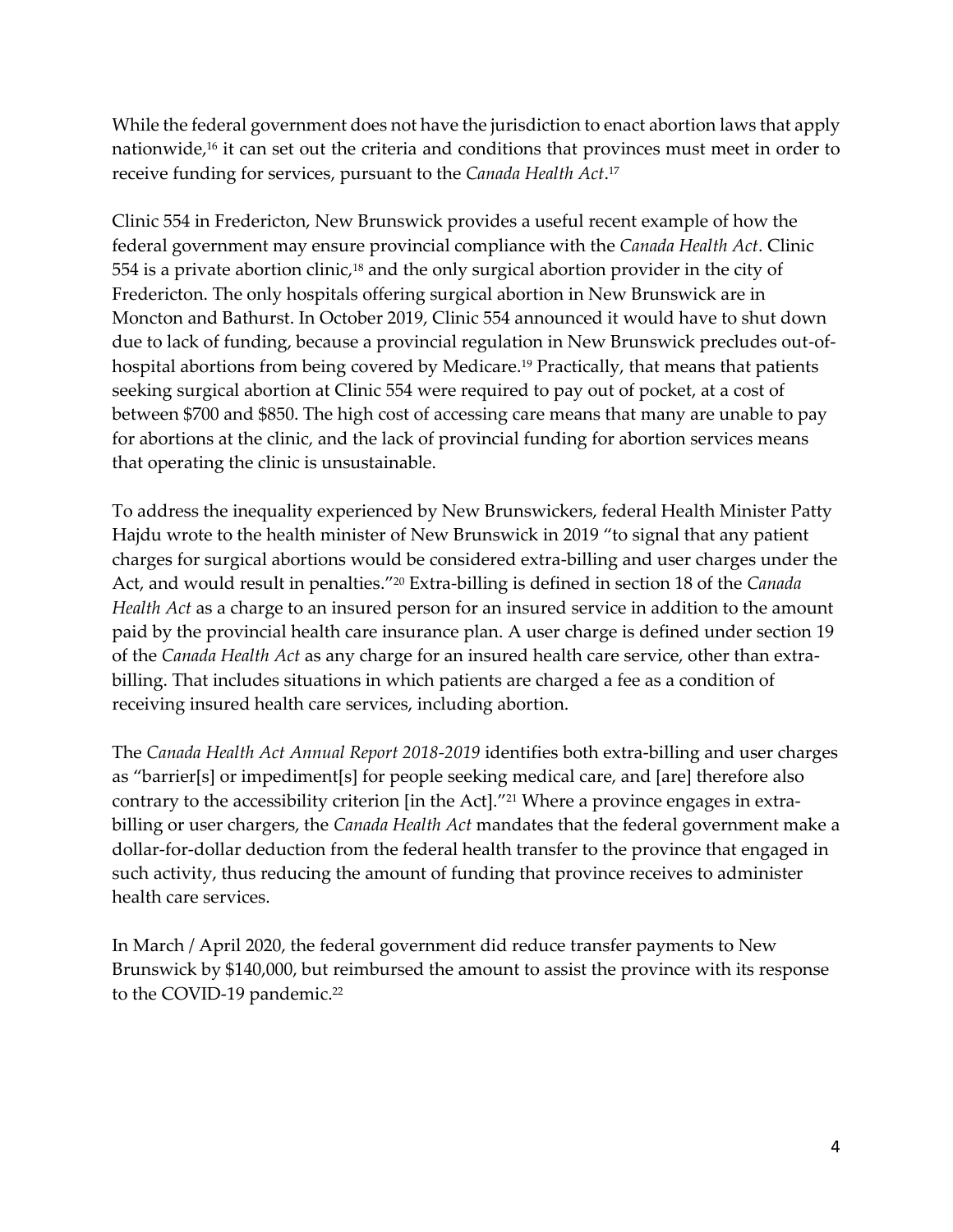While the federal government does not have the jurisdiction to enact abortion laws that apply nationwide,[16] it can set out the criteria and conditions that provinces must meet in order to receive funding for services, pursuant to the *Canada Health Act*.[17]

Clinic 554 in Fredericton, New Brunswick provides a useful recent example of how the federal government may ensure provincial compliance with the *Canada Health Act*. Clinic 554 is a private abortion clinic,[18] and the only surgical abortion provider in the city of Fredericton. The only hospitals offering surgical abortion in New Brunswick are in Moncton and Bathurst. In October 2019, Clinic 554 announced it would have to shut down due to lack of funding, because a provincial regulation in New Brunswick precludes out-of-hospital abortions from being covered by Medicare.[19] Practically, that means that patients seeking surgical abortion at Clinic 554 were required to pay out of pocket, at a cost of between $700 and $850. The high cost of accessing care means that many are unable to pay for abortions at the clinic, and the lack of provincial funding for abortion services means that operating the clinic is unsustainable.

To address the inequality experienced by New Brunswickers, federal Health Minister Patty Hajdu wrote to the health minister of New Brunswick in 2019 "to signal that any patient charges for surgical abortions would be considered extra-billing and user charges under the Act, and would result in penalties."[20] Extra-billing is defined in section 18 of the *Canada Health Act* as a charge to an insured person for an insured service in addition to the amount paid by the provincial health care insurance plan. A user charge is defined under section 19 of the *Canada Health Act* as any charge for an insured health care service, other than extra-billing. That includes situations in which patients are charged a fee as a condition of receiving insured health care services, including abortion.

The *Canada Health Act Annual Report 2018-2019* identifies both extra-billing and user charges as "barrier[s] or impediment[s] for people seeking medical care, and [are] therefore also contrary to the accessibility criterion [in the Act]."[21] Where a province engages in extra-billing or user chargers, the *Canada Health Act* mandates that the federal government make a dollar-for-dollar deduction from the federal health transfer to the province that engaged in such activity, thus reducing the amount of funding that province receives to administer health care services.

In March / April 2020, the federal government did reduce transfer payments to New Brunswick by $140,000, but reimbursed the amount to assist the province with its response to the COVID-19 pandemic.[22]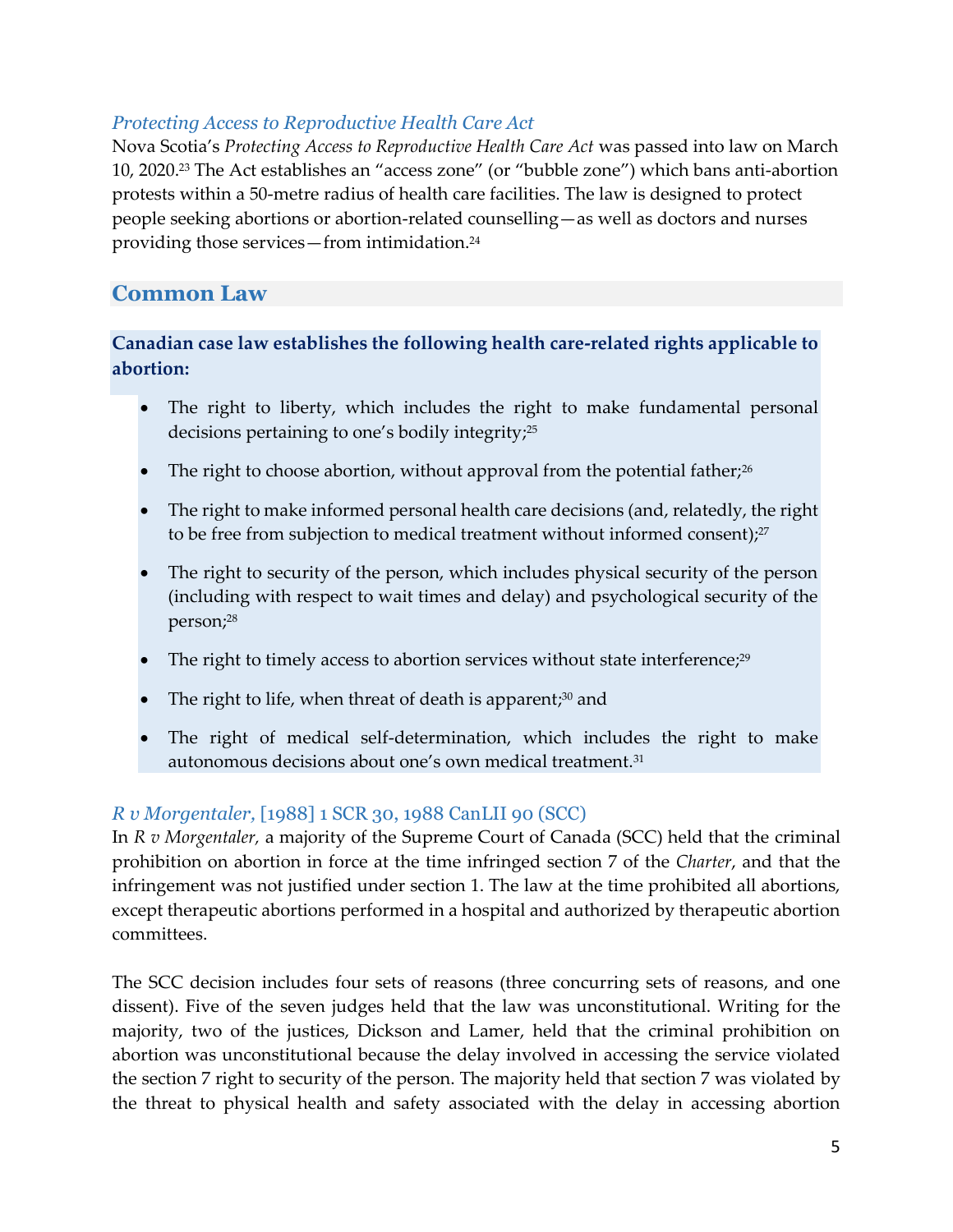### *Protecting Access to Reproductive Health Care Act*

Nova Scotia's *Protecting Access to Reproductive Health Care Act* was passed into law on March 10, 2020.[23] The Act establishes an "access zone" (or "bubble zone") which bans anti-abortion protests within a 50-metre radius of health care facilities. The law is designed to protect people seeking abortions or abortion-related counselling—as well as doctors and nurses providing those services—from intimidation.[24]

## Common Law

**Canadian case law establishes the following health care-related rights applicable to abortion:**

- The right to liberty, which includes the right to make fundamental personal decisions pertaining to one's bodily integrity;[25]
- The right to choose abortion, without approval from the potential father;[26]
- The right to make informed personal health care decisions (and, relatedly, the right to be free from subjection to medical treatment without informed consent);[27]
- The right to security of the person, which includes physical security of the person (including with respect to wait times and delay) and psychological security of the person;[28]
- The right to timely access to abortion services without state interference;[29]
- The right to life, when threat of death is apparent;[30] and
- The right of medical self-determination, which includes the right to make autonomous decisions about one's own medical treatment.[31]

### *R v Morgentaler*, [1988] 1 SCR 30, 1988 CanLII 90 (SCC)

In *R v Morgentaler*, a majority of the Supreme Court of Canada (SCC) held that the criminal prohibition on abortion in force at the time infringed section 7 of the *Charter*, and that the infringement was not justified under section 1. The law at the time prohibited all abortions, except therapeutic abortions performed in a hospital and authorized by therapeutic abortion committees.

The SCC decision includes four sets of reasons (three concurring sets of reasons, and one dissent). Five of the seven judges held that the law was unconstitutional. Writing for the majority, two of the justices, Dickson and Lamer, held that the criminal prohibition on abortion was unconstitutional because the delay involved in accessing the service violated the section 7 right to security of the person. The majority held that section 7 was violated by the threat to physical health and safety associated with the delay in accessing abortion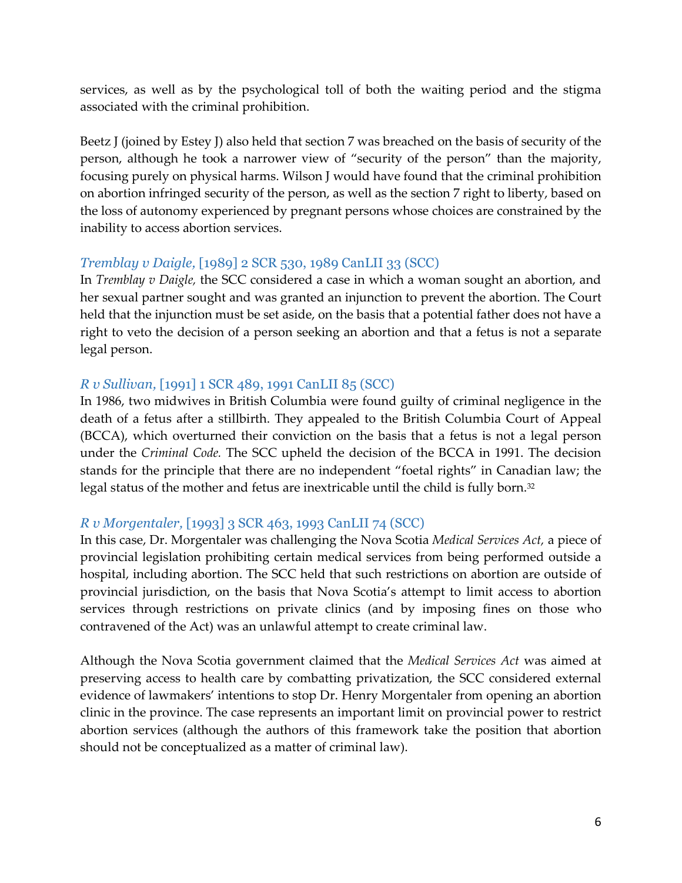services, as well as by the psychological toll of both the waiting period and the stigma associated with the criminal prohibition.

Beetz J (joined by Estey J) also held that section 7 was breached on the basis of security of the person, although he took a narrower view of "security of the person" than the majority, focusing purely on physical harms. Wilson J would have found that the criminal prohibition on abortion infringed security of the person, as well as the section 7 right to liberty, based on the loss of autonomy experienced by pregnant persons whose choices are constrained by the inability to access abortion services.

### *Tremblay v Daigle*, [1989] 2 SCR 530, 1989 CanLII 33 (SCC)

In *Tremblay v Daigle,* the SCC considered a case in which a woman sought an abortion, and her sexual partner sought and was granted an injunction to prevent the abortion. The Court held that the injunction must be set aside, on the basis that a potential father does not have a right to veto the decision of a person seeking an abortion and that a fetus is not a separate legal person.

### *R v Sullivan*, [1991] 1 SCR 489, 1991 CanLII 85 (SCC)

In 1986, two midwives in British Columbia were found guilty of criminal negligence in the death of a fetus after a stillbirth. They appealed to the British Columbia Court of Appeal (BCCA), which overturned their conviction on the basis that a fetus is not a legal person under the *Criminal Code.* The SCC upheld the decision of the BCCA in 1991. The decision stands for the principle that there are no independent "foetal rights" in Canadian law; the legal status of the mother and fetus are inextricable until the child is fully born.[32]

### *R v Morgentaler*, [1993] 3 SCR 463, 1993 CanLII 74 (SCC)

In this case, Dr. Morgentaler was challenging the Nova Scotia *Medical Services Act,* a piece of provincial legislation prohibiting certain medical services from being performed outside a hospital, including abortion. The SCC held that such restrictions on abortion are outside of provincial jurisdiction, on the basis that Nova Scotia's attempt to limit access to abortion services through restrictions on private clinics (and by imposing fines on those who contravened of the Act) was an unlawful attempt to create criminal law.

Although the Nova Scotia government claimed that the *Medical Services Act* was aimed at preserving access to health care by combatting privatization, the SCC considered external evidence of lawmakers' intentions to stop Dr. Henry Morgentaler from opening an abortion clinic in the province. The case represents an important limit on provincial power to restrict abortion services (although the authors of this framework take the position that abortion should not be conceptualized as a matter of criminal law).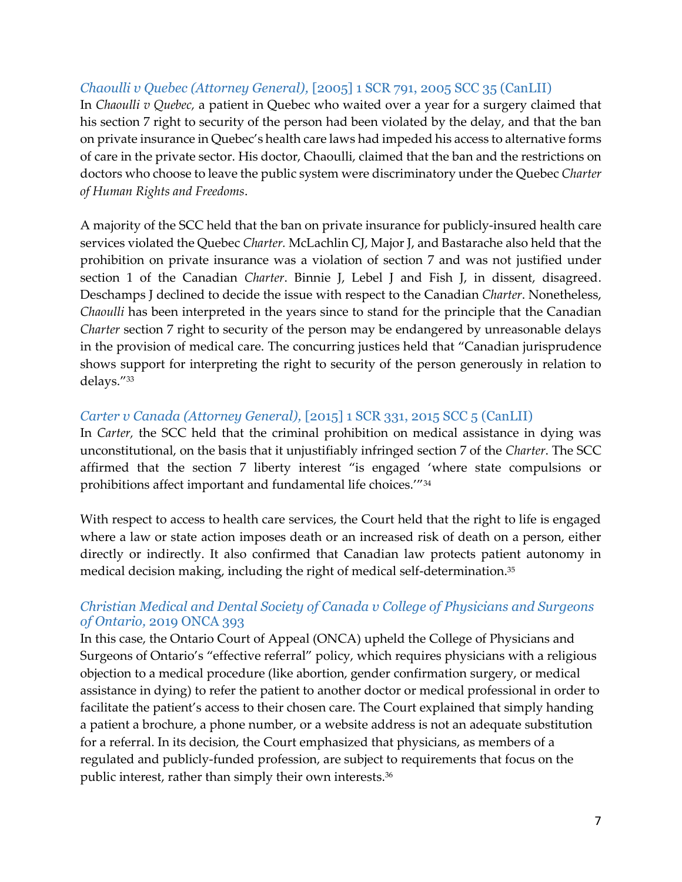### *Chaoulli v Quebec (Attorney General)*, [2005] 1 SCR 791, 2005 SCC 35 (CanLII)

In *Chaoulli v Quebec*, a patient in Quebec who waited over a year for a surgery claimed that his section 7 right to security of the person had been violated by the delay, and that the ban on private insurance in Quebec's health care laws had impeded his access to alternative forms of care in the private sector. His doctor, Chaoulli, claimed that the ban and the restrictions on doctors who choose to leave the public system were discriminatory under the Quebec *Charter of Human Rights and Freedoms*.

A majority of the SCC held that the ban on private insurance for publicly-insured health care services violated the Quebec *Charter.* McLachlin CJ, Major J, and Bastarache also held that the prohibition on private insurance was a violation of section 7 and was not justified under section 1 of the Canadian *Charter*. Binnie J, Lebel J and Fish J, in dissent, disagreed. Deschamps J declined to decide the issue with respect to the Canadian *Charter*. Nonetheless, *Chaoulli* has been interpreted in the years since to stand for the principle that the Canadian *Charter* section 7 right to security of the person may be endangered by unreasonable delays in the provision of medical care. The concurring justices held that "Canadian jurisprudence shows support for interpreting the right to security of the person generously in relation to delays."[33]

### *Carter v Canada (Attorney General)*, [2015] 1 SCR 331, 2015 SCC 5 (CanLII)

In *Carter*, the SCC held that the criminal prohibition on medical assistance in dying was unconstitutional, on the basis that it unjustifiably infringed section 7 of the *Charter*. The SCC affirmed that the section 7 liberty interest "is engaged 'where state compulsions or prohibitions affect important and fundamental life choices.'"[34]

With respect to access to health care services, the Court held that the right to life is engaged where a law or state action imposes death or an increased risk of death on a person, either directly or indirectly. It also confirmed that Canadian law protects patient autonomy in medical decision making, including the right of medical self-determination.[35]

### *Christian Medical and Dental Society of Canada v College of Physicians and Surgeons of Ontario*, 2019 ONCA 393

In this case, the Ontario Court of Appeal (ONCA) upheld the College of Physicians and Surgeons of Ontario's "effective referral" policy, which requires physicians with a religious objection to a medical procedure (like abortion, gender confirmation surgery, or medical assistance in dying) to refer the patient to another doctor or medical professional in order to facilitate the patient's access to their chosen care. The Court explained that simply handing a patient a brochure, a phone number, or a website address is not an adequate substitution for a referral. In its decision, the Court emphasized that physicians, as members of a regulated and publicly-funded profession, are subject to requirements that focus on the public interest, rather than simply their own interests.[36]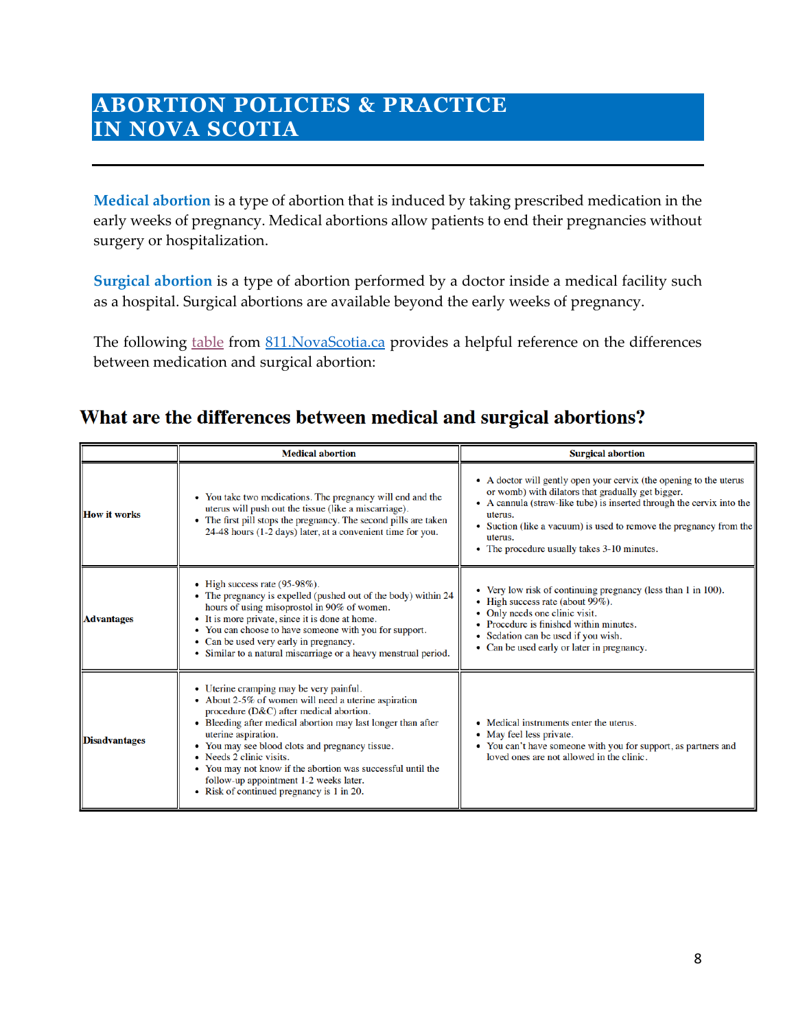# ABORTION POLICIES & PRACTICE IN NOVA SCOTIA

**Medical abortion** is a type of abortion that is induced by taking prescribed medication in the early weeks of pregnancy. Medical abortions allow patients to end their pregnancies without surgery or hospitalization.

**Surgical abortion** is a type of abortion performed by a doctor inside a medical facility such as a hospital. Surgical abortions are available beyond the early weeks of pregnancy.

The following table from 811.NovaScotia.ca provides a helpful reference on the differences between medication and surgical abortion:

## What are the differences between medical and surgical abortions?

| | Medical abortion | Surgical abortion |
|---|---|---|
| **How it works** | • You take two medications. The pregnancy will end and the uterus will push out the tissue (like a miscarriage).<br>• The first pill stops the pregnancy. The second pills are taken 24-48 hours (1-2 days) later, at a convenient time for you. | • A doctor will gently open your cervix (the opening to the uterus or womb) with dilators that gradually get bigger.<br>• A cannula (straw-like tube) is inserted through the cervix into the uterus.<br>• Suction (like a vacuum) is used to remove the pregnancy from the uterus.<br>• The procedure usually takes 3-10 minutes. |
| **Advantages** | • High success rate (95-98%).<br>• The pregnancy is expelled (pushed out of the body) within 24 hours of using misoprostol in 90% of women.<br>• It is more private, since it is done at home.<br>• You can choose to have someone with you for support.<br>• Can be used very early in pregnancy.<br>• Similar to a natural miscarriage or a heavy menstrual period. | • Very low risk of continuing pregnancy (less than 1 in 100).<br>• High success rate (about 99%).<br>• Only needs one clinic visit.<br>• Procedure is finished within minutes.<br>• Sedation can be used if you wish.<br>• Can be used early or later in pregnancy. |
| **Disadvantages** | • Uterine cramping may be very painful.<br>• About 2-5% of women will need a uterine aspiration procedure (D&C) after medical abortion.<br>• Bleeding after medical abortion may last longer than after uterine aspiration.<br>• You may see blood clots and pregnancy tissue.<br>• Needs 2 clinic visits.<br>• You may not know if the abortion was successful until the follow-up appointment 1-2 weeks later.<br>• Risk of continued pregnancy is 1 in 20. | • Medical instruments enter the uterus.<br>• May feel less private.<br>• You can't have someone with you for support, as partners and loved ones are not allowed in the clinic. |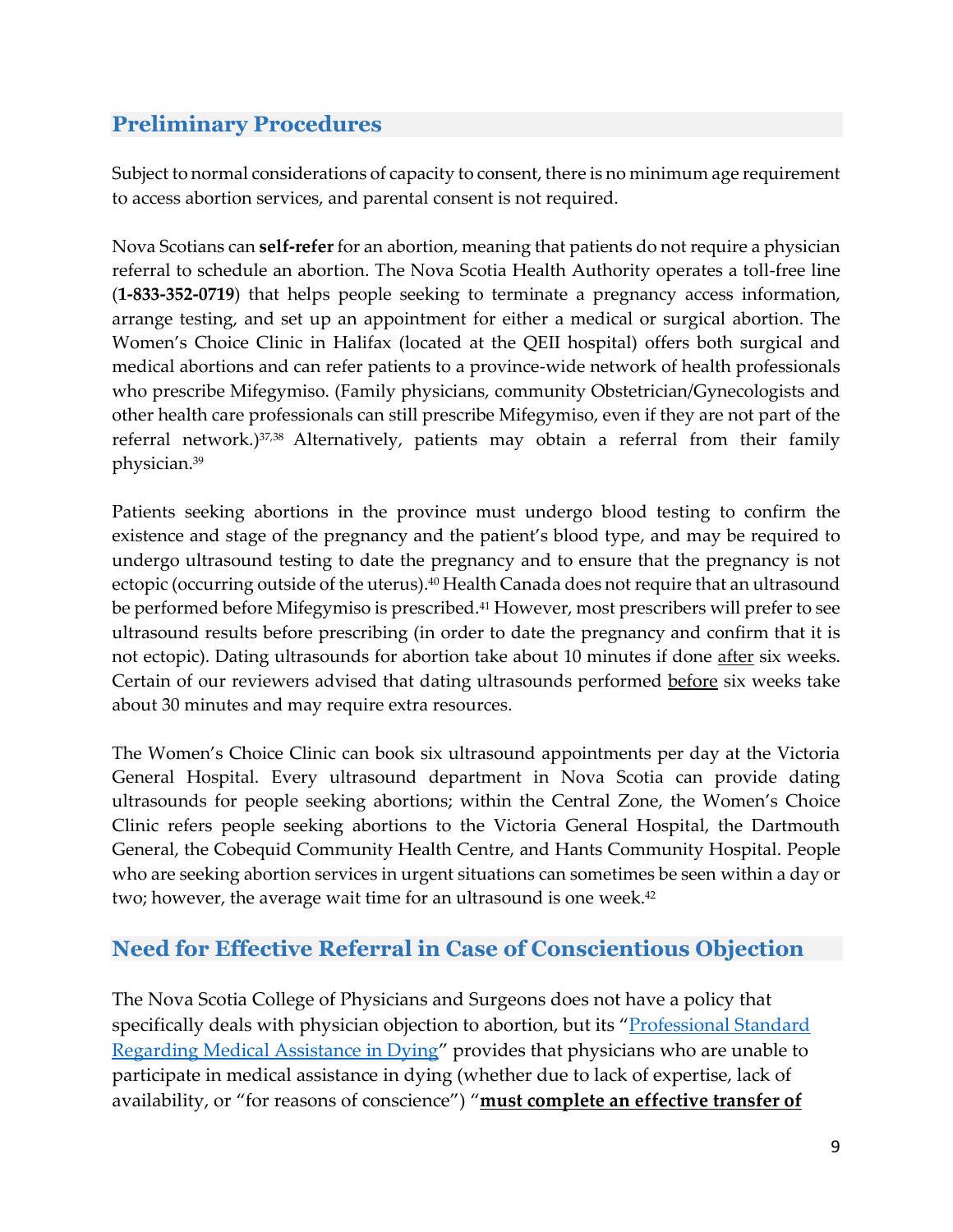## Preliminary Procedures

Subject to normal considerations of capacity to consent, there is no minimum age requirement to access abortion services, and parental consent is not required.

Nova Scotians can **self-refer** for an abortion, meaning that patients do not require a physician referral to schedule an abortion. The Nova Scotia Health Authority operates a toll-free line (**1-833-352-0719**) that helps people seeking to terminate a pregnancy access information, arrange testing, and set up an appointment for either a medical or surgical abortion. The Women's Choice Clinic in Halifax (located at the QEII hospital) offers both surgical and medical abortions and can refer patients to a province-wide network of health professionals who prescribe Mifegymiso. (Family physicians, community Obstetrician/Gynecologists and other health care professionals can still prescribe Mifegymiso, even if they are not part of the referral network.)[37,38] Alternatively, patients may obtain a referral from their family physician.[39]

Patients seeking abortions in the province must undergo blood testing to confirm the existence and stage of the pregnancy and the patient's blood type, and may be required to undergo ultrasound testing to date the pregnancy and to ensure that the pregnancy is not ectopic (occurring outside of the uterus).[40] Health Canada does not require that an ultrasound be performed before Mifegymiso is prescribed.[41] However, most prescribers will prefer to see ultrasound results before prescribing (in order to date the pregnancy and confirm that it is not ectopic). Dating ultrasounds for abortion take about 10 minutes if done <u>after</u> six weeks. Certain of our reviewers advised that dating ultrasounds performed <u>before</u> six weeks take about 30 minutes and may require extra resources.

The Women's Choice Clinic can book six ultrasound appointments per day at the Victoria General Hospital. Every ultrasound department in Nova Scotia can provide dating ultrasounds for people seeking abortions; within the Central Zone, the Women's Choice Clinic refers people seeking abortions to the Victoria General Hospital, the Dartmouth General, the Cobequid Community Health Centre, and Hants Community Hospital. People who are seeking abortion services in urgent situations can sometimes be seen within a day or two; however, the average wait time for an ultrasound is one week.[42]

## Need for Effective Referral in Case of Conscientious Objection

The Nova Scotia College of Physicians and Surgeons does not have a policy that specifically deals with physician objection to abortion, but its "[Professional Standard Regarding Medical Assistance in Dying]()" provides that physicians who are unable to participate in medical assistance in dying (whether due to lack of expertise, lack of availability, or "for reasons of conscience") "**<u>must complete an effective transfer of</u>**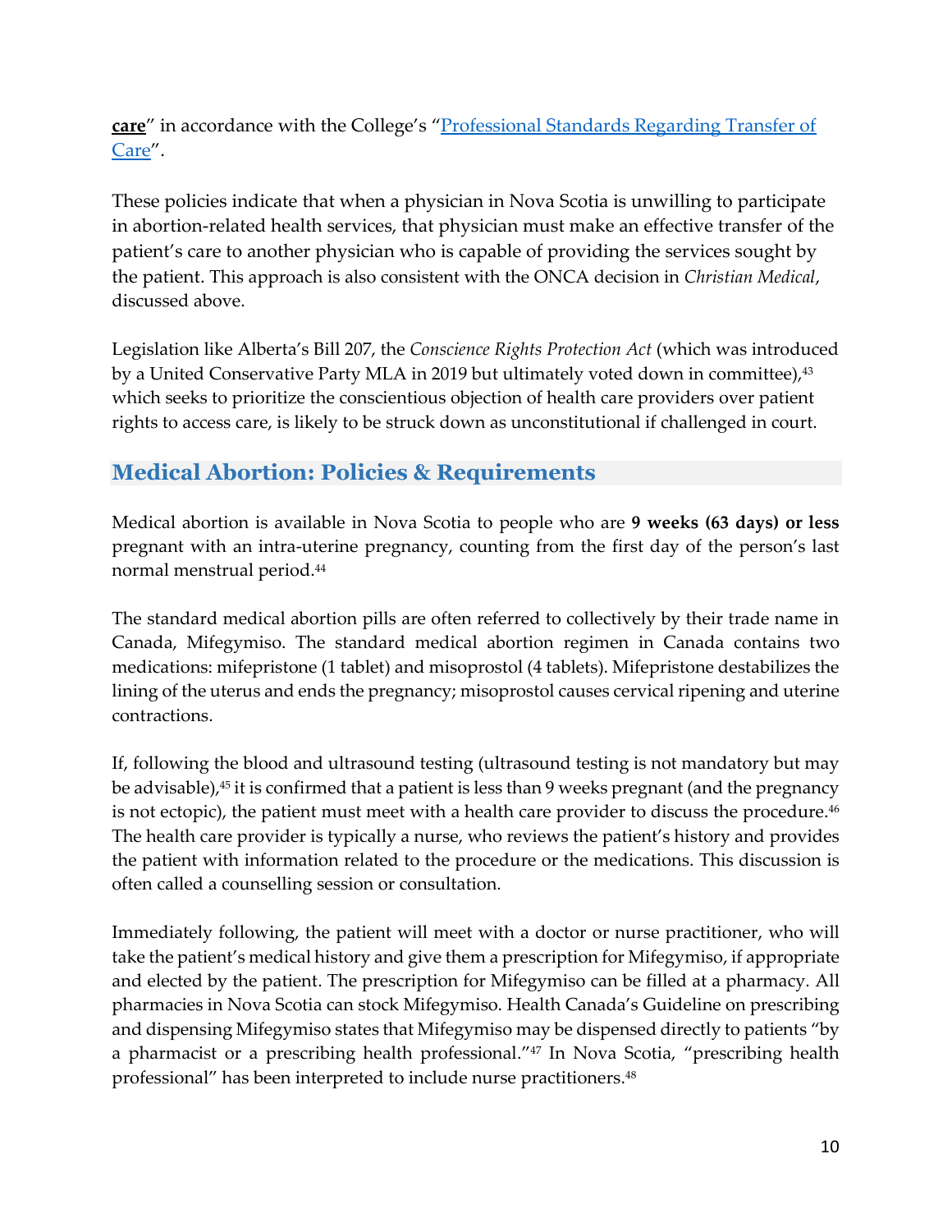**care**" in accordance with the College's "[Professional Standards Regarding Transfer of Care]".

These policies indicate that when a physician in Nova Scotia is unwilling to participate in abortion-related health services, that physician must make an effective transfer of the patient's care to another physician who is capable of providing the services sought by the patient. This approach is also consistent with the ONCA decision in *Christian Medical*, discussed above.

Legislation like Alberta's Bill 207, the *Conscience Rights Protection Act* (which was introduced by a United Conservative Party MLA in 2019 but ultimately voted down in committee),[43] which seeks to prioritize the conscientious objection of health care providers over patient rights to access care, is likely to be struck down as unconstitutional if challenged in court.

## Medical Abortion: Policies & Requirements

Medical abortion is available in Nova Scotia to people who are **9 weeks (63 days) or less** pregnant with an intra-uterine pregnancy, counting from the first day of the person's last normal menstrual period.[44]

The standard medical abortion pills are often referred to collectively by their trade name in Canada, Mifegymiso. The standard medical abortion regimen in Canada contains two medications: mifepristone (1 tablet) and misoprostol (4 tablets). Mifepristone destabilizes the lining of the uterus and ends the pregnancy; misoprostol causes cervical ripening and uterine contractions.

If, following the blood and ultrasound testing (ultrasound testing is not mandatory but may be advisable),[45] it is confirmed that a patient is less than 9 weeks pregnant (and the pregnancy is not ectopic), the patient must meet with a health care provider to discuss the procedure.[46] The health care provider is typically a nurse, who reviews the patient's history and provides the patient with information related to the procedure or the medications. This discussion is often called a counselling session or consultation.

Immediately following, the patient will meet with a doctor or nurse practitioner, who will take the patient's medical history and give them a prescription for Mifegymiso, if appropriate and elected by the patient. The prescription for Mifegymiso can be filled at a pharmacy. All pharmacies in Nova Scotia can stock Mifegymiso. Health Canada's Guideline on prescribing and dispensing Mifegymiso states that Mifegymiso may be dispensed directly to patients "by a pharmacist or a prescribing health professional."[47] In Nova Scotia, "prescribing health professional" has been interpreted to include nurse practitioners.[48]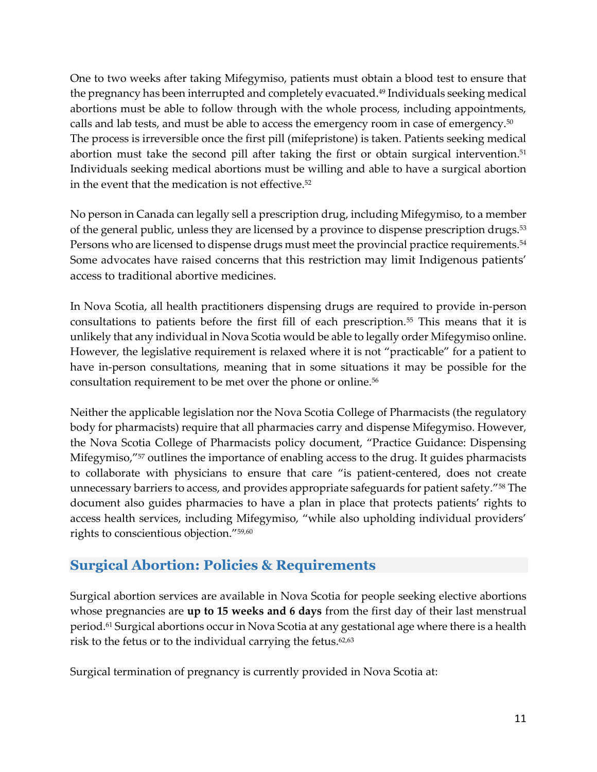One to two weeks after taking Mifegymiso, patients must obtain a blood test to ensure that the pregnancy has been interrupted and completely evacuated.[49] Individuals seeking medical abortions must be able to follow through with the whole process, including appointments, calls and lab tests, and must be able to access the emergency room in case of emergency.[50] The process is irreversible once the first pill (mifepristone) is taken. Patients seeking medical abortion must take the second pill after taking the first or obtain surgical intervention.[51] Individuals seeking medical abortions must be willing and able to have a surgical abortion in the event that the medication is not effective.[52]

No person in Canada can legally sell a prescription drug, including Mifegymiso, to a member of the general public, unless they are licensed by a province to dispense prescription drugs.[53] Persons who are licensed to dispense drugs must meet the provincial practice requirements.[54] Some advocates have raised concerns that this restriction may limit Indigenous patients' access to traditional abortive medicines.

In Nova Scotia, all health practitioners dispensing drugs are required to provide in-person consultations to patients before the first fill of each prescription.[55] This means that it is unlikely that any individual in Nova Scotia would be able to legally order Mifegymiso online. However, the legislative requirement is relaxed where it is not "practicable" for a patient to have in-person consultations, meaning that in some situations it may be possible for the consultation requirement to be met over the phone or online.[56]

Neither the applicable legislation nor the Nova Scotia College of Pharmacists (the regulatory body for pharmacists) require that all pharmacies carry and dispense Mifegymiso. However, the Nova Scotia College of Pharmacists policy document, "Practice Guidance: Dispensing Mifegymiso,"[57] outlines the importance of enabling access to the drug. It guides pharmacists to collaborate with physicians to ensure that care "is patient-centered, does not create unnecessary barriers to access, and provides appropriate safeguards for patient safety."[58] The document also guides pharmacies to have a plan in place that protects patients' rights to access health services, including Mifegymiso, "while also upholding individual providers' rights to conscientious objection."[59,60]

## Surgical Abortion: Policies & Requirements

Surgical abortion services are available in Nova Scotia for people seeking elective abortions whose pregnancies are **up to 15 weeks and 6 days** from the first day of their last menstrual period.[61] Surgical abortions occur in Nova Scotia at any gestational age where there is a health risk to the fetus or to the individual carrying the fetus.[62,63]

Surgical termination of pregnancy is currently provided in Nova Scotia at: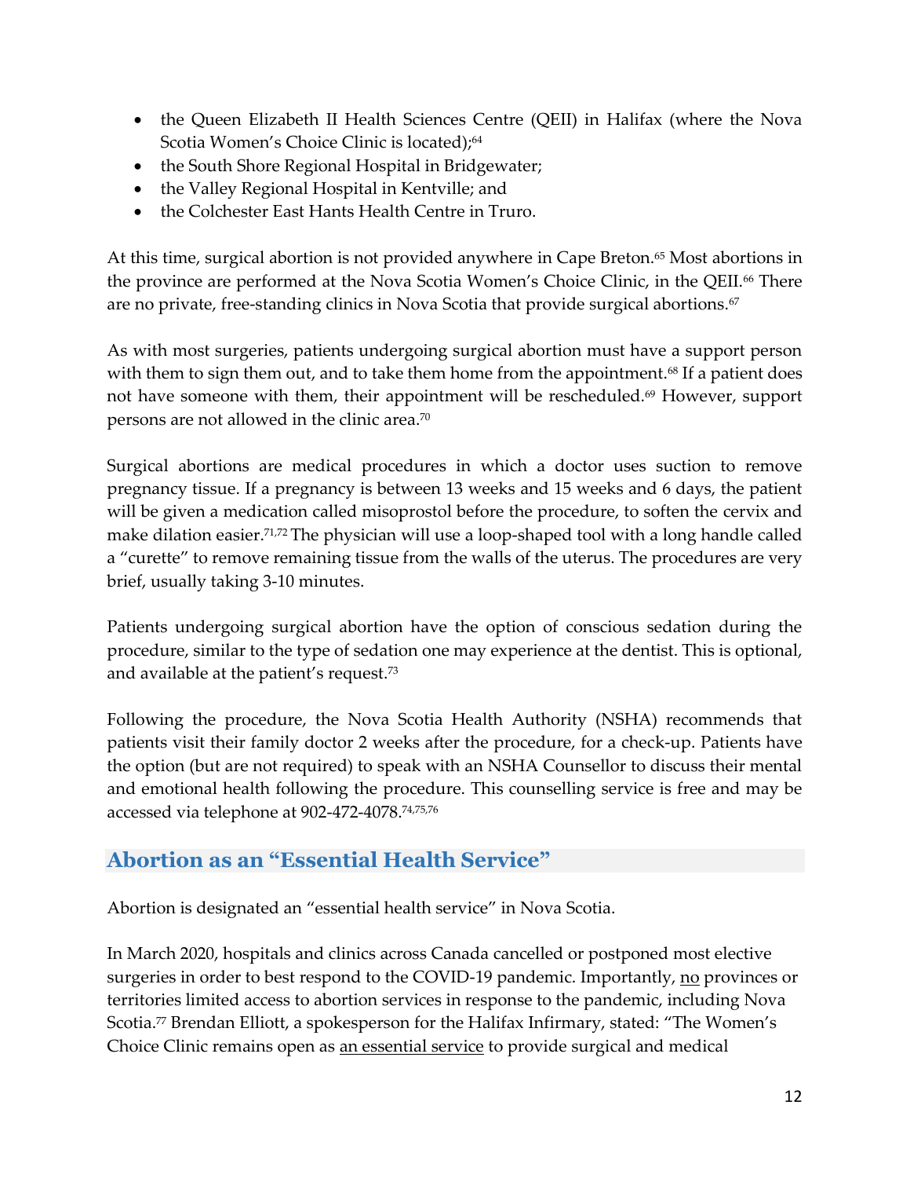- the Queen Elizabeth II Health Sciences Centre (QEII) in Halifax (where the Nova Scotia Women's Choice Clinic is located);[64]
- the South Shore Regional Hospital in Bridgewater;
- the Valley Regional Hospital in Kentville; and
- the Colchester East Hants Health Centre in Truro.

At this time, surgical abortion is not provided anywhere in Cape Breton.[65] Most abortions in the province are performed at the Nova Scotia Women's Choice Clinic, in the QEII.[66] There are no private, free-standing clinics in Nova Scotia that provide surgical abortions.[67]

As with most surgeries, patients undergoing surgical abortion must have a support person with them to sign them out, and to take them home from the appointment.[68] If a patient does not have someone with them, their appointment will be rescheduled.[69] However, support persons are not allowed in the clinic area.[70]

Surgical abortions are medical procedures in which a doctor uses suction to remove pregnancy tissue. If a pregnancy is between 13 weeks and 15 weeks and 6 days, the patient will be given a medication called misoprostol before the procedure, to soften the cervix and make dilation easier.[71,72] The physician will use a loop-shaped tool with a long handle called a "curette" to remove remaining tissue from the walls of the uterus. The procedures are very brief, usually taking 3-10 minutes.

Patients undergoing surgical abortion have the option of conscious sedation during the procedure, similar to the type of sedation one may experience at the dentist. This is optional, and available at the patient's request.[73]

Following the procedure, the Nova Scotia Health Authority (NSHA) recommends that patients visit their family doctor 2 weeks after the procedure, for a check-up. Patients have the option (but are not required) to speak with an NSHA Counsellor to discuss their mental and emotional health following the procedure. This counselling service is free and may be accessed via telephone at 902-472-4078.[74,75,76]

## Abortion as an "Essential Health Service"

Abortion is designated an "essential health service" in Nova Scotia.

In March 2020, hospitals and clinics across Canada cancelled or postponed most elective surgeries in order to best respond to the COVID-19 pandemic. Importantly, <u>no</u> provinces or territories limited access to abortion services in response to the pandemic, including Nova Scotia.[77] Brendan Elliott, a spokesperson for the Halifax Infirmary, stated: "The Women's Choice Clinic remains open as <u>an essential service</u> to provide surgical and medical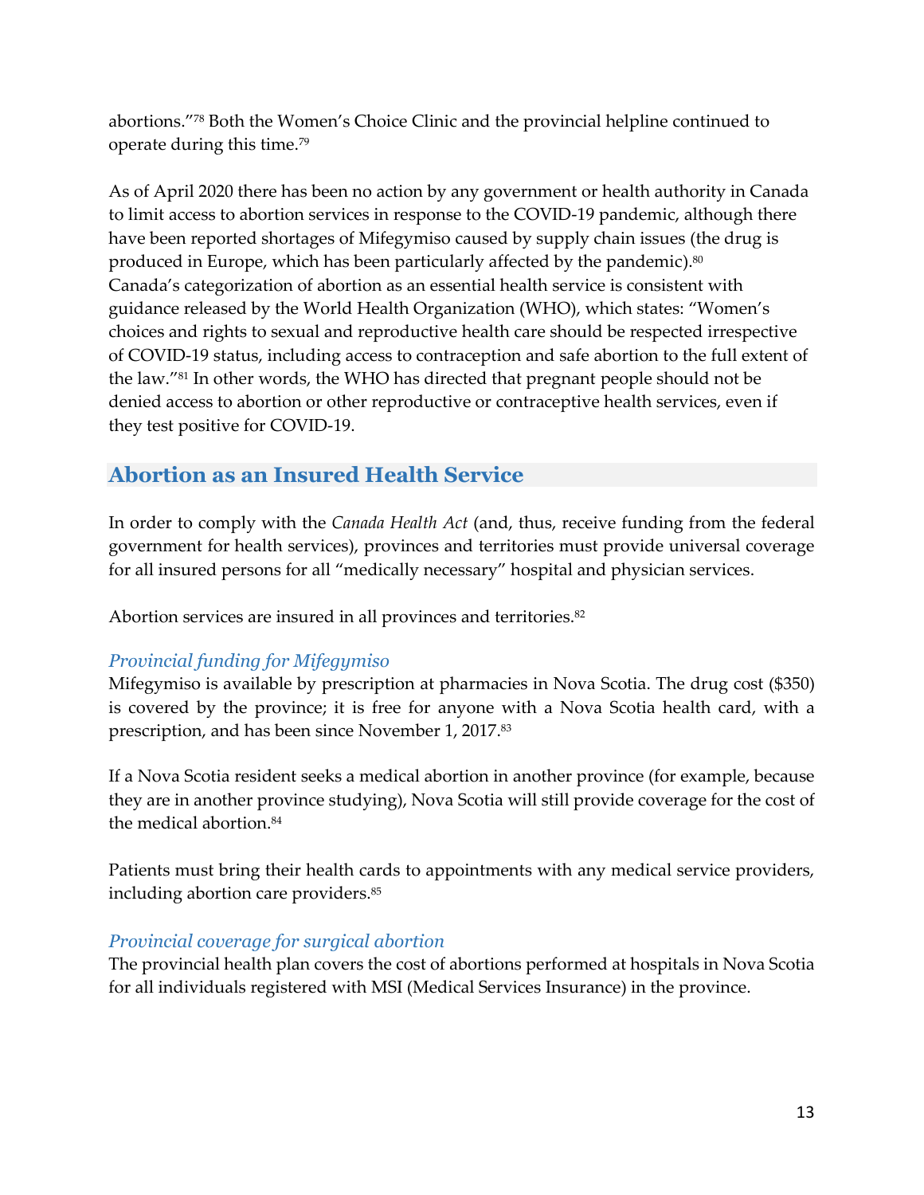abortions."[78] Both the Women's Choice Clinic and the provincial helpline continued to operate during this time.[79]

As of April 2020 there has been no action by any government or health authority in Canada to limit access to abortion services in response to the COVID-19 pandemic, although there have been reported shortages of Mifegymiso caused by supply chain issues (the drug is produced in Europe, which has been particularly affected by the pandemic).[80] Canada's categorization of abortion as an essential health service is consistent with guidance released by the World Health Organization (WHO), which states: "Women's choices and rights to sexual and reproductive health care should be respected irrespective of COVID-19 status, including access to contraception and safe abortion to the full extent of the law."[81] In other words, the WHO has directed that pregnant people should not be denied access to abortion or other reproductive or contraceptive health services, even if they test positive for COVID-19.

## Abortion as an Insured Health Service

In order to comply with the *Canada Health Act* (and, thus, receive funding from the federal government for health services), provinces and territories must provide universal coverage for all insured persons for all "medically necessary" hospital and physician services.

Abortion services are insured in all provinces and territories.[82]

### *Provincial funding for Mifegymiso*

Mifegymiso is available by prescription at pharmacies in Nova Scotia. The drug cost ($350) is covered by the province; it is free for anyone with a Nova Scotia health card, with a prescription, and has been since November 1, 2017.[83]

If a Nova Scotia resident seeks a medical abortion in another province (for example, because they are in another province studying), Nova Scotia will still provide coverage for the cost of the medical abortion.[84]

Patients must bring their health cards to appointments with any medical service providers, including abortion care providers.[85]

### *Provincial coverage for surgical abortion*

The provincial health plan covers the cost of abortions performed at hospitals in Nova Scotia for all individuals registered with MSI (Medical Services Insurance) in the province.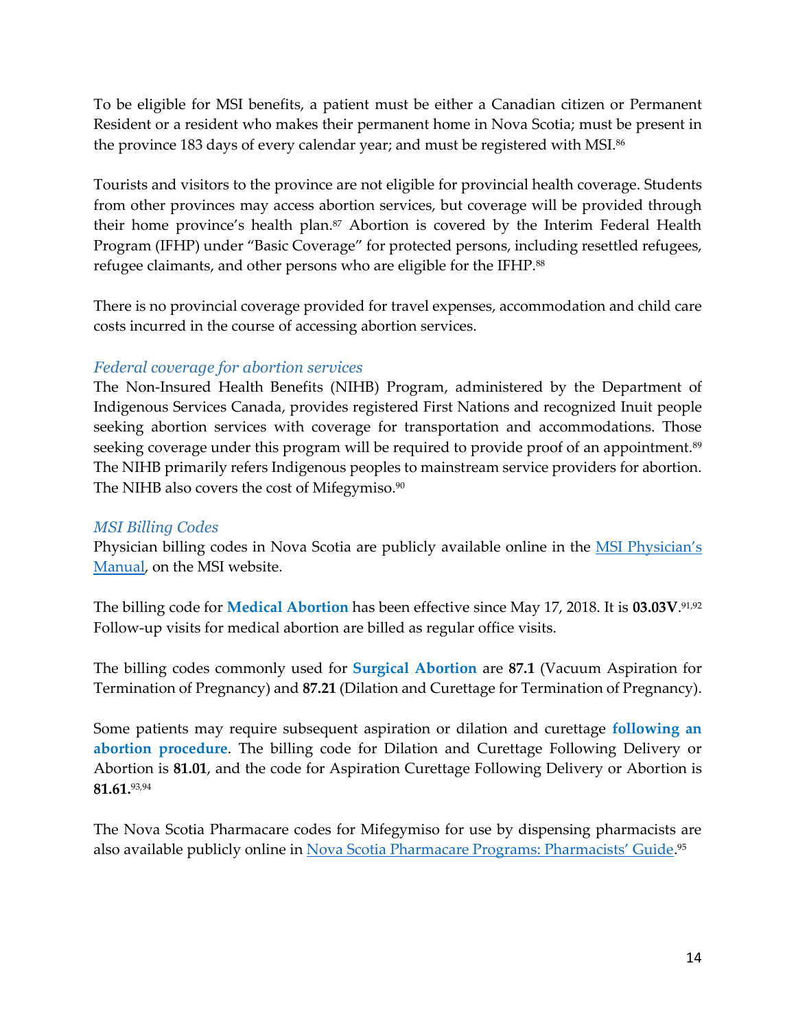To be eligible for MSI benefits, a patient must be either a Canadian citizen or Permanent Resident or a resident who makes their permanent home in Nova Scotia; must be present in the province 183 days of every calendar year; and must be registered with MSI.[86]

Tourists and visitors to the province are not eligible for provincial health coverage. Students from other provinces may access abortion services, but coverage will be provided through their home province's health plan.[87] Abortion is covered by the Interim Federal Health Program (IFHP) under "Basic Coverage" for protected persons, including resettled refugees, refugee claimants, and other persons who are eligible for the IFHP.[88]

There is no provincial coverage provided for travel expenses, accommodation and child care costs incurred in the course of accessing abortion services.

### *Federal coverage for abortion services*

The Non-Insured Health Benefits (NIHB) Program, administered by the Department of Indigenous Services Canada, provides registered First Nations and recognized Inuit people seeking abortion services with coverage for transportation and accommodations. Those seeking coverage under this program will be required to provide proof of an appointment.[89] The NIHB primarily refers Indigenous peoples to mainstream service providers for abortion. The NIHB also covers the cost of Mifegymiso.[90]

### *MSI Billing Codes*

Physician billing codes in Nova Scotia are publicly available online in the [MSI Physician's Manual](), on the MSI website.

The billing code for **Medical Abortion** has been effective since May 17, 2018. It is **03.03V**.[91,92] Follow-up visits for medical abortion are billed as regular office visits.

The billing codes commonly used for **Surgical Abortion** are **87.1** (Vacuum Aspiration for Termination of Pregnancy) and **87.21** (Dilation and Curettage for Termination of Pregnancy).

Some patients may require subsequent aspiration or dilation and curettage **following an abortion procedure**. The billing code for Dilation and Curettage Following Delivery or Abortion is **81.01**, and the code for Aspiration Curettage Following Delivery or Abortion is **81.61.**[93,94]

The Nova Scotia Pharmacare codes for Mifegymiso for use by dispensing pharmacists are also available publicly online in [Nova Scotia Pharmacare Programs: Pharmacists' Guide]().[95]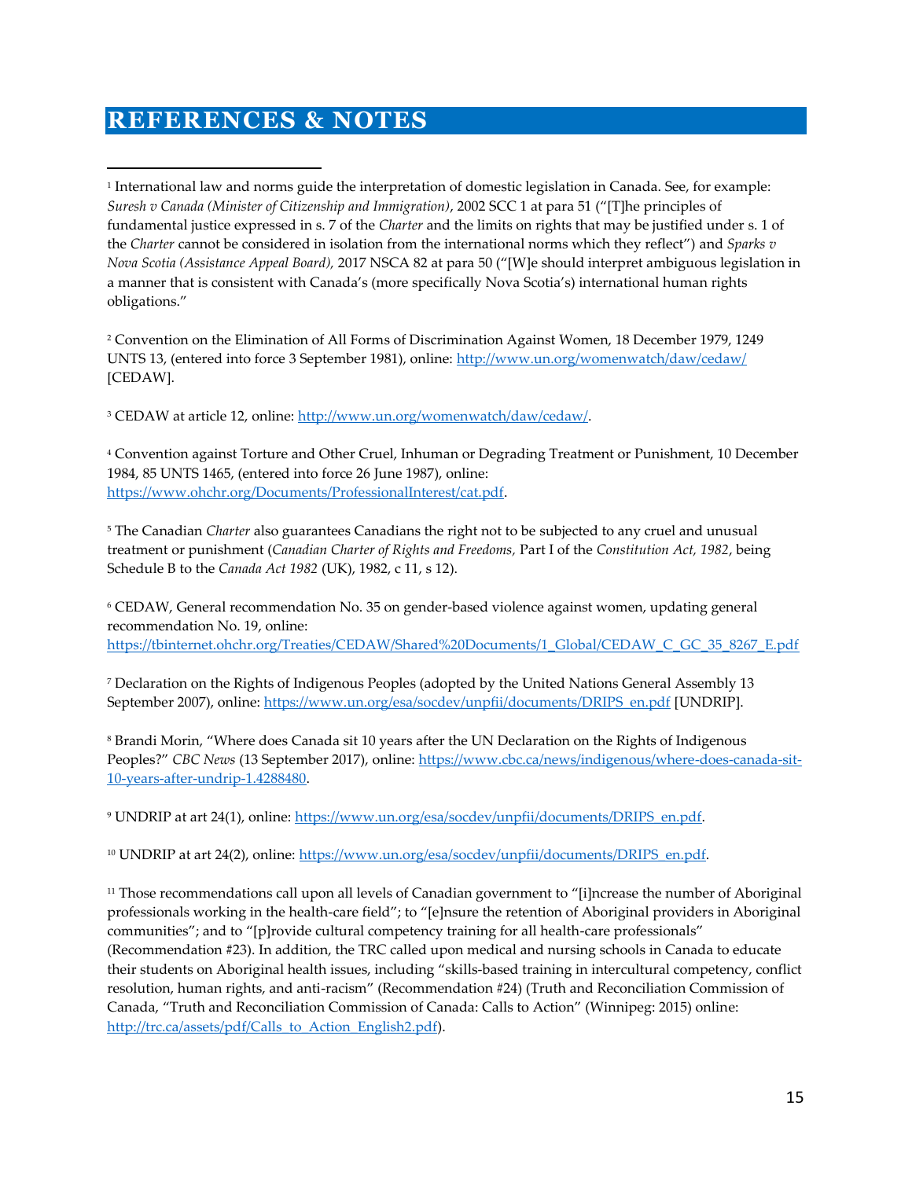# REFERENCES & NOTES

[1] International law and norms guide the interpretation of domestic legislation in Canada. See, for example: *Suresh v Canada (Minister of Citizenship and Immigration)*, 2002 SCC 1 at para 51 ("[T]he principles of fundamental justice expressed in s. 7 of the *Charter* and the limits on rights that may be justified under s. 1 of the *Charter* cannot be considered in isolation from the international norms which they reflect") and *Sparks v Nova Scotia (Assistance Appeal Board),* 2017 NSCA 82 at para 50 ("[W]e should interpret ambiguous legislation in a manner that is consistent with Canada's (more specifically Nova Scotia's) international human rights obligations."

[2] Convention on the Elimination of All Forms of Discrimination Against Women, 18 December 1979, 1249 UNTS 13, (entered into force 3 September 1981), online: http://www.un.org/womenwatch/daw/cedaw/ [CEDAW].

[3] CEDAW at article 12, online: http://www.un.org/womenwatch/daw/cedaw/.

[4] Convention against Torture and Other Cruel, Inhuman or Degrading Treatment or Punishment, 10 December 1984, 85 UNTS 1465, (entered into force 26 June 1987), online: https://www.ohchr.org/Documents/ProfessionalInterest/cat.pdf.

[5] The Canadian *Charter* also guarantees Canadians the right not to be subjected to any cruel and unusual treatment or punishment (*Canadian Charter of Rights and Freedoms,* Part I of the *Constitution Act, 1982*, being Schedule B to the *Canada Act 1982* (UK), 1982, c 11, s 12).

[6] CEDAW, General recommendation No. 35 on gender-based violence against women, updating general recommendation No. 19, online: https://tbinternet.ohchr.org/Treaties/CEDAW/Shared%20Documents/1_Global/CEDAW_C_GC_35_8267_E.pdf

[7] Declaration on the Rights of Indigenous Peoples (adopted by the United Nations General Assembly 13 September 2007), online: https://www.un.org/esa/socdev/unpfii/documents/DRIPS_en.pdf [UNDRIP].

[8] Brandi Morin, "Where does Canada sit 10 years after the UN Declaration on the Rights of Indigenous Peoples?" *CBC News* (13 September 2017), online: https://www.cbc.ca/news/indigenous/where-does-canada-sit-10-years-after-undrip-1.4288480.

[9] UNDRIP at art 24(1), online: https://www.un.org/esa/socdev/unpfii/documents/DRIPS_en.pdf.

[10] UNDRIP at art 24(2), online: https://www.un.org/esa/socdev/unpfii/documents/DRIPS_en.pdf.

[11] Those recommendations call upon all levels of Canadian government to "[i]ncrease the number of Aboriginal professionals working in the health-care field"; to "[e]nsure the retention of Aboriginal providers in Aboriginal communities"; and to "[p]rovide cultural competency training for all health-care professionals" (Recommendation #23). In addition, the TRC called upon medical and nursing schools in Canada to educate their students on Aboriginal health issues, including "skills-based training in intercultural competency, conflict resolution, human rights, and anti-racism" (Recommendation #24) (Truth and Reconciliation Commission of Canada, "Truth and Reconciliation Commission of Canada: Calls to Action" (Winnipeg: 2015) online: http://trc.ca/assets/pdf/Calls_to_Action_English2.pdf).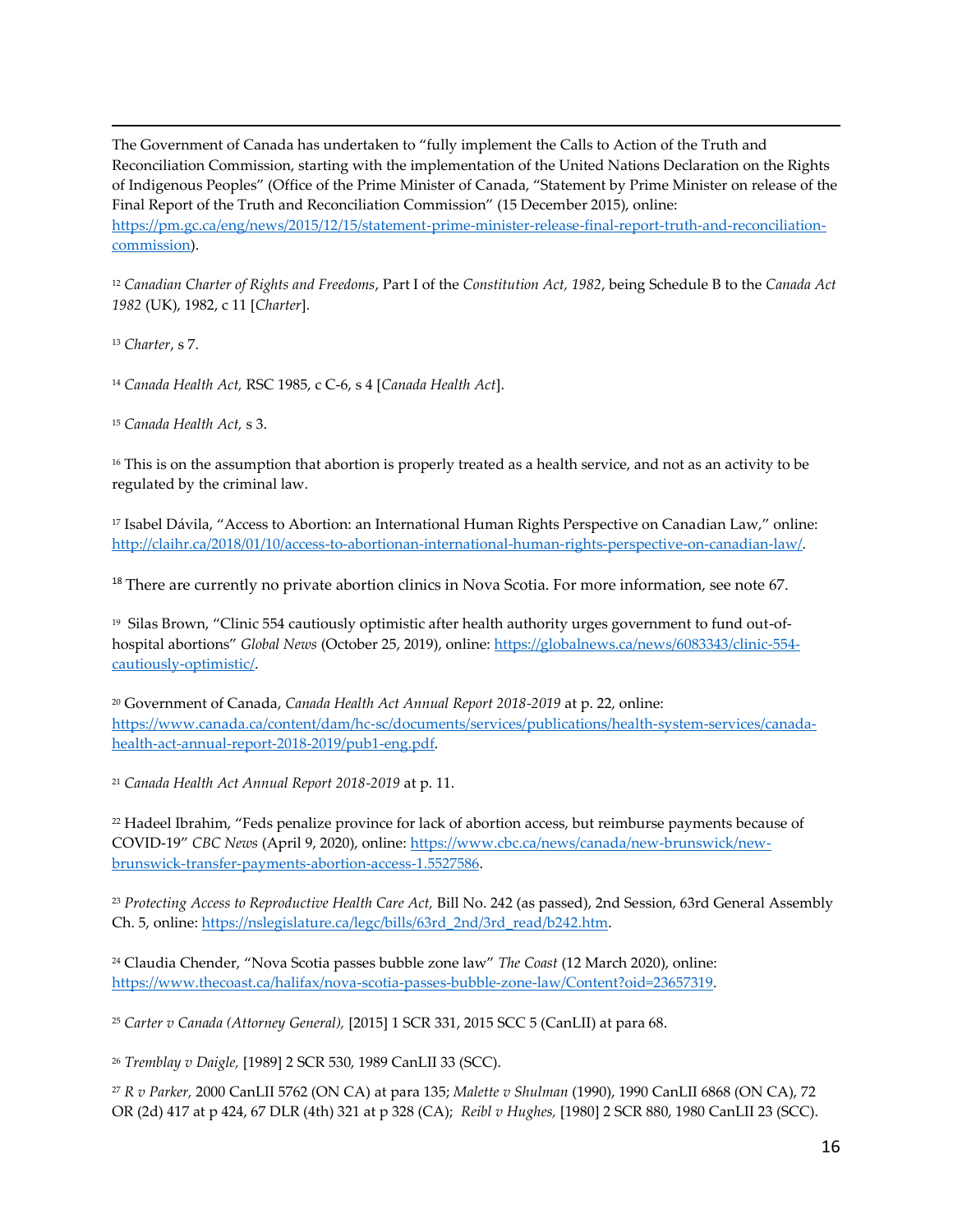The Government of Canada has undertaken to "fully implement the Calls to Action of the Truth and Reconciliation Commission, starting with the implementation of the United Nations Declaration on the Rights of Indigenous Peoples" (Office of the Prime Minister of Canada, "Statement by Prime Minister on release of the Final Report of the Truth and Reconciliation Commission" (15 December 2015), online: https://pm.gc.ca/eng/news/2015/12/15/statement-prime-minister-release-final-report-truth-and-reconciliation-commission).

[12] *Canadian Charter of Rights and Freedoms*, Part I of the *Constitution Act, 1982*, being Schedule B to the *Canada Act 1982* (UK), 1982, c 11 [*Charter*].

[13] *Charter*, s 7.

[14] *Canada Health Act,* RSC 1985, c C-6, s 4 [*Canada Health Act*].

[15] *Canada Health Act,* s 3.

[16] This is on the assumption that abortion is properly treated as a health service, and not as an activity to be regulated by the criminal law.

[17] Isabel Dávila, "Access to Abortion: an International Human Rights Perspective on Canadian Law," online: http://claihr.ca/2018/01/10/access-to-abortionan-international-human-rights-perspective-on-canadian-law/.

[18] There are currently no private abortion clinics in Nova Scotia. For more information, see note 67.

[19] Silas Brown, "Clinic 554 cautiously optimistic after health authority urges government to fund out-of-hospital abortions" *Global News* (October 25, 2019), online: https://globalnews.ca/news/6083343/clinic-554-cautiously-optimistic/.

[20] Government of Canada, *Canada Health Act Annual Report 2018-2019* at p. 22, online: https://www.canada.ca/content/dam/hc-sc/documents/services/publications/health-system-services/canada-health-act-annual-report-2018-2019/pub1-eng.pdf.

[21] *Canada Health Act Annual Report 2018-2019* at p. 11.

[22] Hadeel Ibrahim, "Feds penalize province for lack of abortion access, but reimburse payments because of COVID-19" *CBC News* (April 9, 2020), online: https://www.cbc.ca/news/canada/new-brunswick/new-brunswick-transfer-payments-abortion-access-1.5527586.

[23] *Protecting Access to Reproductive Health Care Act,* Bill No. 242 (as passed), 2nd Session, 63rd General Assembly Ch. 5, online: https://nslegislature.ca/legc/bills/63rd_2nd/3rd_read/b242.htm.

[24] Claudia Chender, "Nova Scotia passes bubble zone law" *The Coast* (12 March 2020), online: https://www.thecoast.ca/halifax/nova-scotia-passes-bubble-zone-law/Content?oid=23657319.

[25] *Carter v Canada (Attorney General),* [2015] 1 SCR 331, 2015 SCC 5 (CanLII) at para 68.

[26] *Tremblay v Daigle,* [1989] 2 SCR 530, 1989 CanLII 33 (SCC).

[27] *R v Parker,* 2000 CanLII 5762 (ON CA) at para 135; *Malette v Shulman* (1990), 1990 CanLII 6868 (ON CA), 72 OR (2d) 417 at p 424, 67 DLR (4th) 321 at p 328 (CA); *Reibl v Hughes,* [1980] 2 SCR 880, 1980 CanLII 23 (SCC).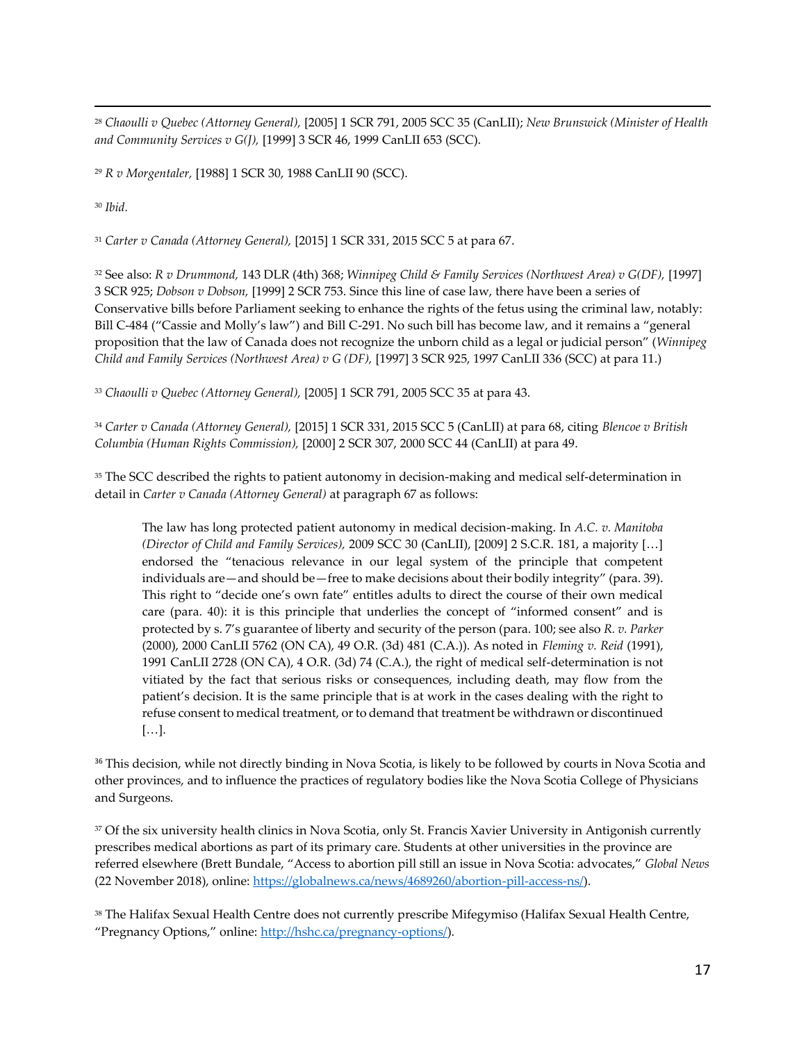[28] *Chaoulli v Quebec (Attorney General),* [2005] 1 SCR 791, 2005 SCC 35 (CanLII); *New Brunswick (Minister of Health and Community Services v G(J),* [1999] 3 SCR 46, 1999 CanLII 653 (SCC).

[29] *R v Morgentaler,* [1988] 1 SCR 30, 1988 CanLII 90 (SCC).

[30] *Ibid.*

[31] *Carter v Canada (Attorney General),* [2015] 1 SCR 331, 2015 SCC 5 at para 67.

[32] See also: *R v Drummond,* 143 DLR (4th) 368; *Winnipeg Child & Family Services (Northwest Area) v G(DF),* [1997] 3 SCR 925; *Dobson v Dobson,* [1999] 2 SCR 753. Since this line of case law, there have been a series of Conservative bills before Parliament seeking to enhance the rights of the fetus using the criminal law, notably: Bill C-484 ("Cassie and Molly's law") and Bill C-291. No such bill has become law, and it remains a "general proposition that the law of Canada does not recognize the unborn child as a legal or judicial person" (*Winnipeg Child and Family Services (Northwest Area) v G (DF),* [1997] 3 SCR 925, 1997 CanLII 336 (SCC) at para 11.)

[33] *Chaoulli v Quebec (Attorney General),* [2005] 1 SCR 791, 2005 SCC 35 at para 43.

[34] *Carter v Canada (Attorney General),* [2015] 1 SCR 331, 2015 SCC 5 (CanLII) at para 68, citing *Blencoe v British Columbia (Human Rights Commission),* [2000] 2 SCR 307, 2000 SCC 44 (CanLII) at para 49.

[35] The SCC described the rights to patient autonomy in decision-making and medical self-determination in detail in *Carter v Canada (Attorney General)* at paragraph 67 as follows:

> The law has long protected patient autonomy in medical decision-making. In *A.C. v. Manitoba (Director of Child and Family Services),* 2009 SCC 30 (CanLII), [2009] 2 S.C.R. 181, a majority […] endorsed the "tenacious relevance in our legal system of the principle that competent individuals are—and should be—free to make decisions about their bodily integrity" (para. 39). This right to "decide one's own fate" entitles adults to direct the course of their own medical care (para. 40): it is this principle that underlies the concept of "informed consent" and is protected by s. 7's guarantee of liberty and security of the person (para. 100; see also *R. v. Parker* (2000), 2000 CanLII 5762 (ON CA), 49 O.R. (3d) 481 (C.A.)). As noted in *Fleming v. Reid* (1991), 1991 CanLII 2728 (ON CA), 4 O.R. (3d) 74 (C.A.), the right of medical self-determination is not vitiated by the fact that serious risks or consequences, including death, may flow from the patient's decision. It is the same principle that is at work in the cases dealing with the right to refuse consent to medical treatment, or to demand that treatment be withdrawn or discontinued […].

[36] This decision, while not directly binding in Nova Scotia, is likely to be followed by courts in Nova Scotia and other provinces, and to influence the practices of regulatory bodies like the Nova Scotia College of Physicians and Surgeons.

[37] Of the six university health clinics in Nova Scotia, only St. Francis Xavier University in Antigonish currently prescribes medical abortions as part of its primary care. Students at other universities in the province are referred elsewhere (Brett Bundale, "Access to abortion pill still an issue in Nova Scotia: advocates," *Global News* (22 November 2018), online: https://globalnews.ca/news/4689260/abortion-pill-access-ns/).

[38] The Halifax Sexual Health Centre does not currently prescribe Mifegymiso (Halifax Sexual Health Centre, "Pregnancy Options," online: http://hshc.ca/pregnancy-options/).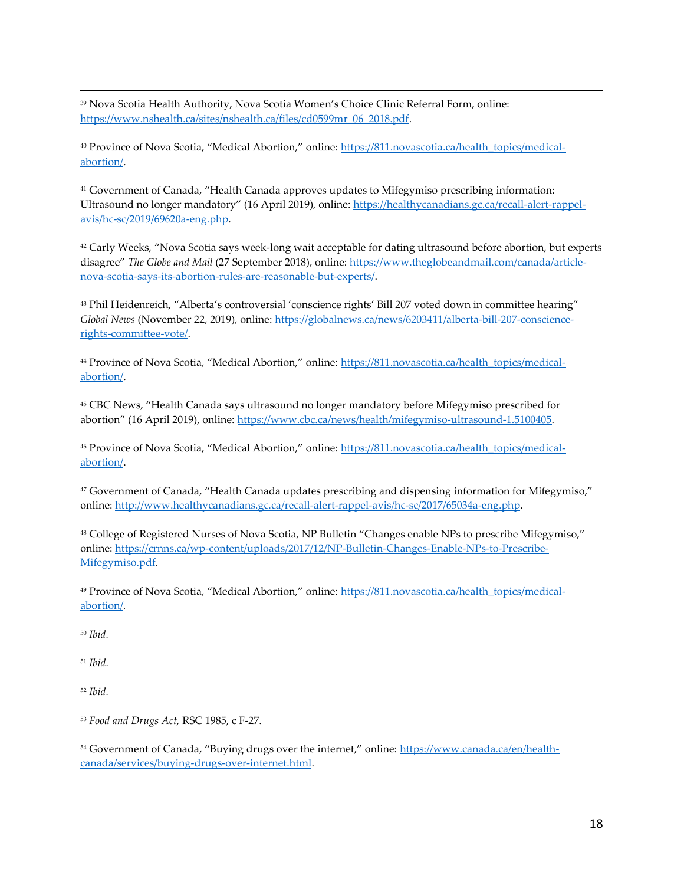[39] Nova Scotia Health Authority, Nova Scotia Women's Choice Clinic Referral Form, online: https://www.nshealth.ca/sites/nshealth.ca/files/cd0599mr_06_2018.pdf.

[40] Province of Nova Scotia, "Medical Abortion," online: https://811.novascotia.ca/health_topics/medical-abortion/.

[41] Government of Canada, "Health Canada approves updates to Mifegymiso prescribing information: Ultrasound no longer mandatory" (16 April 2019), online: https://healthycanadians.gc.ca/recall-alert-rappel-avis/hc-sc/2019/69620a-eng.php.

[42] Carly Weeks, "Nova Scotia says week-long wait acceptable for dating ultrasound before abortion, but experts disagree" *The Globe and Mail* (27 September 2018), online: https://www.theglobeandmail.com/canada/article-nova-scotia-says-its-abortion-rules-are-reasonable-but-experts/.

[43] Phil Heidenreich, "Alberta's controversial 'conscience rights' Bill 207 voted down in committee hearing" *Global News* (November 22, 2019), online: https://globalnews.ca/news/6203411/alberta-bill-207-conscience-rights-committee-vote/.

[44] Province of Nova Scotia, "Medical Abortion," online: https://811.novascotia.ca/health_topics/medical-abortion/.

[45] CBC News, "Health Canada says ultrasound no longer mandatory before Mifegymiso prescribed for abortion" (16 April 2019), online: https://www.cbc.ca/news/health/mifegymiso-ultrasound-1.5100405.

[46] Province of Nova Scotia, "Medical Abortion," online: https://811.novascotia.ca/health_topics/medical-abortion/.

[47] Government of Canada, "Health Canada updates prescribing and dispensing information for Mifegymiso," online: http://www.healthycanadians.gc.ca/recall-alert-rappel-avis/hc-sc/2017/65034a-eng.php.

[48] College of Registered Nurses of Nova Scotia, NP Bulletin "Changes enable NPs to prescribe Mifegymiso," online: https://crnns.ca/wp-content/uploads/2017/12/NP-Bulletin-Changes-Enable-NPs-to-Prescribe-Mifegymiso.pdf.

[49] Province of Nova Scotia, "Medical Abortion," online: https://811.novascotia.ca/health_topics/medical-abortion/.

[50] *Ibid*.

[51] *Ibid*.

[52] *Ibid*.

[53] *Food and Drugs Act,* RSC 1985, c F-27.

[54] Government of Canada, "Buying drugs over the internet," online: https://www.canada.ca/en/health-canada/services/buying-drugs-over-internet.html.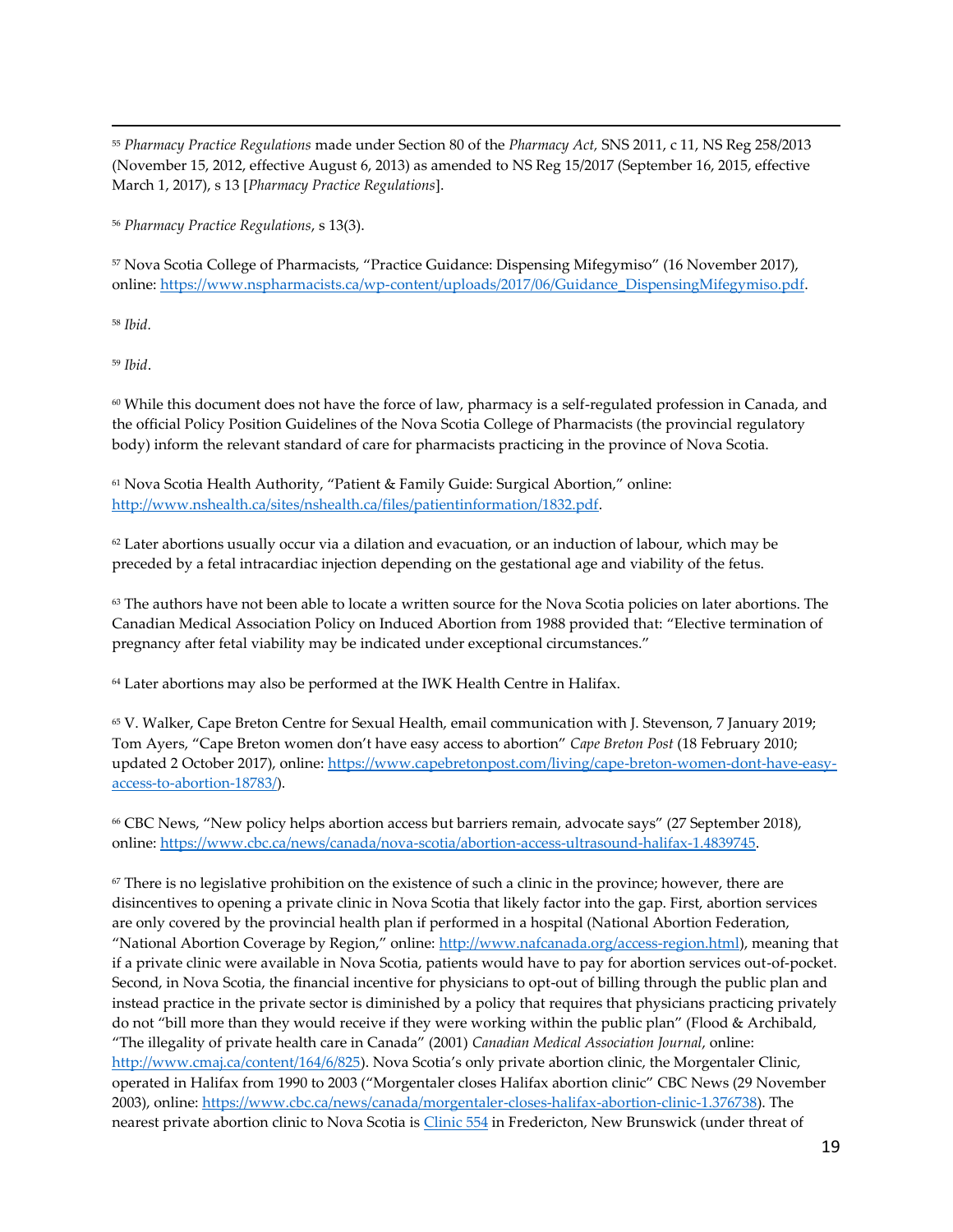[55] *Pharmacy Practice Regulations* made under Section 80 of the *Pharmacy Act,* SNS 2011, c 11, NS Reg 258/2013 (November 15, 2012, effective August 6, 2013) as amended to NS Reg 15/2017 (September 16, 2015, effective March 1, 2017), s 13 [*Pharmacy Practice Regulations*].

[56] *Pharmacy Practice Regulations*, s 13(3).

[57] Nova Scotia College of Pharmacists, "Practice Guidance: Dispensing Mifegymiso" (16 November 2017), online: https://www.nspharmacists.ca/wp-content/uploads/2017/06/Guidance_DispensingMifegymiso.pdf.

[58] *Ibid.*

[59] *Ibid*.

[60] While this document does not have the force of law, pharmacy is a self-regulated profession in Canada, and the official Policy Position Guidelines of the Nova Scotia College of Pharmacists (the provincial regulatory body) inform the relevant standard of care for pharmacists practicing in the province of Nova Scotia.

[61] Nova Scotia Health Authority, "Patient & Family Guide: Surgical Abortion," online: http://www.nshealth.ca/sites/nshealth.ca/files/patientinformation/1832.pdf.

[62] Later abortions usually occur via a dilation and evacuation, or an induction of labour, which may be preceded by a fetal intracardiac injection depending on the gestational age and viability of the fetus.

[63] The authors have not been able to locate a written source for the Nova Scotia policies on later abortions. The Canadian Medical Association Policy on Induced Abortion from 1988 provided that: "Elective termination of pregnancy after fetal viability may be indicated under exceptional circumstances."

[64] Later abortions may also be performed at the IWK Health Centre in Halifax.

[65] V. Walker, Cape Breton Centre for Sexual Health, email communication with J. Stevenson, 7 January 2019; Tom Ayers, "Cape Breton women don't have easy access to abortion" *Cape Breton Post* (18 February 2010; updated 2 October 2017), online: https://www.capebretonpost.com/living/cape-breton-women-dont-have-easy-access-to-abortion-18783/).

[66] CBC News, "New policy helps abortion access but barriers remain, advocate says" (27 September 2018), online: https://www.cbc.ca/news/canada/nova-scotia/abortion-access-ultrasound-halifax-1.4839745.

[67] There is no legislative prohibition on the existence of such a clinic in the province; however, there are disincentives to opening a private clinic in Nova Scotia that likely factor into the gap. First, abortion services are only covered by the provincial health plan if performed in a hospital (National Abortion Federation, "National Abortion Coverage by Region," online: http://www.nafcanada.org/access-region.html), meaning that if a private clinic were available in Nova Scotia, patients would have to pay for abortion services out-of-pocket. Second, in Nova Scotia, the financial incentive for physicians to opt-out of billing through the public plan and instead practice in the private sector is diminished by a policy that requires that physicians practicing privately do not "bill more than they would receive if they were working within the public plan" (Flood & Archibald, "The illegality of private health care in Canada" (2001) *Canadian Medical Association Journal*, online: http://www.cmaj.ca/content/164/6/825). Nova Scotia's only private abortion clinic, the Morgentaler Clinic, operated in Halifax from 1990 to 2003 ("Morgentaler closes Halifax abortion clinic" CBC News (29 November 2003), online: https://www.cbc.ca/news/canada/morgentaler-closes-halifax-abortion-clinic-1.376738). The nearest private abortion clinic to Nova Scotia is Clinic 554 in Fredericton, New Brunswick (under threat of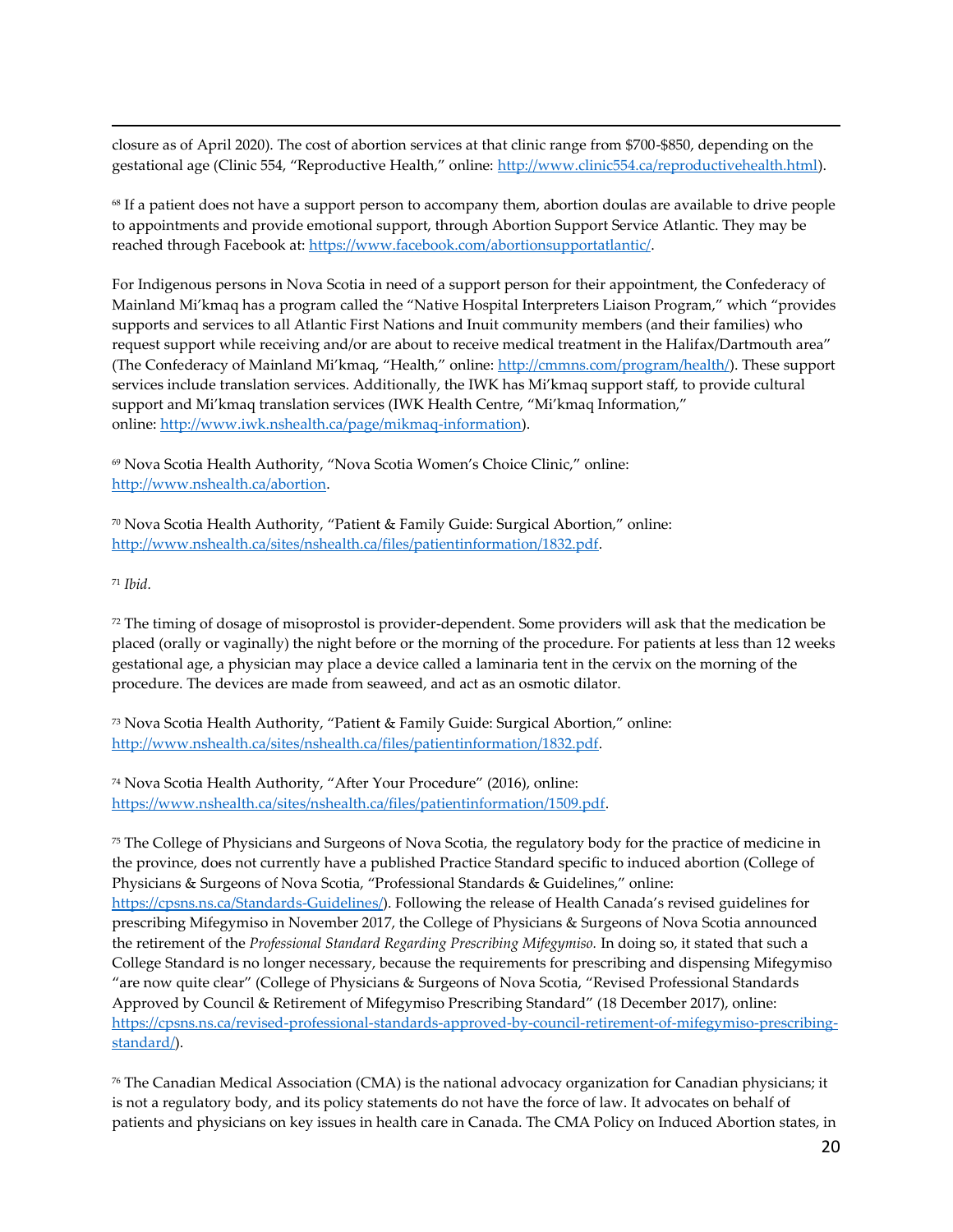closure as of April 2020). The cost of abortion services at that clinic range from $700-$850, depending on the gestational age (Clinic 554, "Reproductive Health," online: http://www.clinic554.ca/reproductivehealth.html).

[68] If a patient does not have a support person to accompany them, abortion doulas are available to drive people to appointments and provide emotional support, through Abortion Support Service Atlantic. They may be reached through Facebook at: https://www.facebook.com/abortionsupportatlantic/.

For Indigenous persons in Nova Scotia in need of a support person for their appointment, the Confederacy of Mainland Mi'kmaq has a program called the "Native Hospital Interpreters Liaison Program," which "provides supports and services to all Atlantic First Nations and Inuit community members (and their families) who request support while receiving and/or are about to receive medical treatment in the Halifax/Dartmouth area" (The Confederacy of Mainland Mi'kmaq, "Health," online: http://cmmns.com/program/health/). These support services include translation services. Additionally, the IWK has Mi'kmaq support staff, to provide cultural support and Mi'kmaq translation services (IWK Health Centre, "Mi'kmaq Information," online: http://www.iwk.nshealth.ca/page/mikmaq-information).

[69] Nova Scotia Health Authority, "Nova Scotia Women's Choice Clinic," online: http://www.nshealth.ca/abortion.

[70] Nova Scotia Health Authority, "Patient & Family Guide: Surgical Abortion," online: http://www.nshealth.ca/sites/nshealth.ca/files/patientinformation/1832.pdf.

[71] *Ibid*.

[72] The timing of dosage of misoprostol is provider-dependent. Some providers will ask that the medication be placed (orally or vaginally) the night before or the morning of the procedure. For patients at less than 12 weeks gestational age, a physician may place a device called a laminaria tent in the cervix on the morning of the procedure. The devices are made from seaweed, and act as an osmotic dilator.

[73] Nova Scotia Health Authority, "Patient & Family Guide: Surgical Abortion," online: http://www.nshealth.ca/sites/nshealth.ca/files/patientinformation/1832.pdf.

[74] Nova Scotia Health Authority, "After Your Procedure" (2016), online: https://www.nshealth.ca/sites/nshealth.ca/files/patientinformation/1509.pdf.

[75] The College of Physicians and Surgeons of Nova Scotia, the regulatory body for the practice of medicine in the province, does not currently have a published Practice Standard specific to induced abortion (College of Physicians & Surgeons of Nova Scotia, "Professional Standards & Guidelines," online: https://cpsns.ns.ca/Standards-Guidelines/). Following the release of Health Canada's revised guidelines for prescribing Mifegymiso in November 2017, the College of Physicians & Surgeons of Nova Scotia announced the retirement of the *Professional Standard Regarding Prescribing Mifegymiso*. In doing so, it stated that such a College Standard is no longer necessary, because the requirements for prescribing and dispensing Mifegymiso "are now quite clear" (College of Physicians & Surgeons of Nova Scotia, "Revised Professional Standards Approved by Council & Retirement of Mifegymiso Prescribing Standard" (18 December 2017), online: https://cpsns.ns.ca/revised-professional-standards-approved-by-council-retirement-of-mifegymiso-prescribing-standard/).

[76] The Canadian Medical Association (CMA) is the national advocacy organization for Canadian physicians; it is not a regulatory body, and its policy statements do not have the force of law. It advocates on behalf of patients and physicians on key issues in health care in Canada. The CMA Policy on Induced Abortion states, in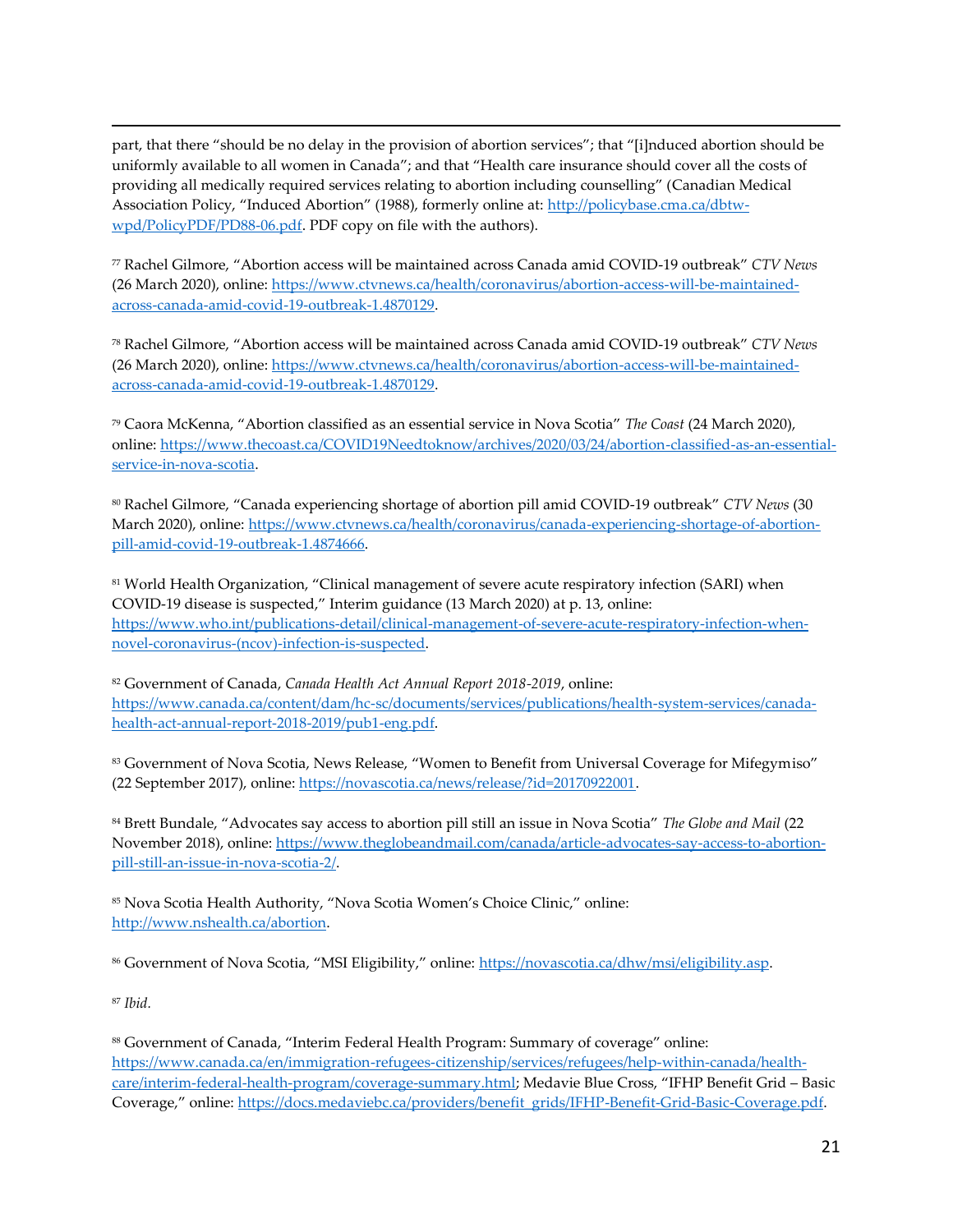part, that there "should be no delay in the provision of abortion services"; that "[i]nduced abortion should be uniformly available to all women in Canada"; and that "Health care insurance should cover all the costs of providing all medically required services relating to abortion including counselling" (Canadian Medical Association Policy, "Induced Abortion" (1988), formerly online at: http://policybase.cma.ca/dbtw-wpd/PolicyPDF/PD88-06.pdf. PDF copy on file with the authors).

[77] Rachel Gilmore, "Abortion access will be maintained across Canada amid COVID-19 outbreak" *CTV News* (26 March 2020), online: https://www.ctvnews.ca/health/coronavirus/abortion-access-will-be-maintained-across-canada-amid-covid-19-outbreak-1.4870129.

[78] Rachel Gilmore, "Abortion access will be maintained across Canada amid COVID-19 outbreak" *CTV News* (26 March 2020), online: https://www.ctvnews.ca/health/coronavirus/abortion-access-will-be-maintained-across-canada-amid-covid-19-outbreak-1.4870129.

[79] Caora McKenna, "Abortion classified as an essential service in Nova Scotia" *The Coast* (24 March 2020), online: https://www.thecoast.ca/COVID19Needtoknow/archives/2020/03/24/abortion-classified-as-an-essential-service-in-nova-scotia.

[80] Rachel Gilmore, "Canada experiencing shortage of abortion pill amid COVID-19 outbreak" *CTV News* (30 March 2020), online: https://www.ctvnews.ca/health/coronavirus/canada-experiencing-shortage-of-abortion-pill-amid-covid-19-outbreak-1.4874666.

[81] World Health Organization, "Clinical management of severe acute respiratory infection (SARI) when COVID-19 disease is suspected," Interim guidance (13 March 2020) at p. 13, online: https://www.who.int/publications-detail/clinical-management-of-severe-acute-respiratory-infection-when-novel-coronavirus-(ncov)-infection-is-suspected.

[82] Government of Canada, *Canada Health Act Annual Report 2018-2019*, online: https://www.canada.ca/content/dam/hc-sc/documents/services/publications/health-system-services/canada-health-act-annual-report-2018-2019/pub1-eng.pdf.

[83] Government of Nova Scotia, News Release, "Women to Benefit from Universal Coverage for Mifegymiso" (22 September 2017), online: https://novascotia.ca/news/release/?id=20170922001.

[84] Brett Bundale, "Advocates say access to abortion pill still an issue in Nova Scotia" *The Globe and Mail* (22 November 2018), online: https://www.theglobeandmail.com/canada/article-advocates-say-access-to-abortion-pill-still-an-issue-in-nova-scotia-2/.

[85] Nova Scotia Health Authority, "Nova Scotia Women's Choice Clinic," online: http://www.nshealth.ca/abortion.

[86] Government of Nova Scotia, "MSI Eligibility," online: https://novascotia.ca/dhw/msi/eligibility.asp.

[87] *Ibid*.

[88] Government of Canada, "Interim Federal Health Program: Summary of coverage" online: https://www.canada.ca/en/immigration-refugees-citizenship/services/refugees/help-within-canada/health-care/interim-federal-health-program/coverage-summary.html; Medavie Blue Cross, "IFHP Benefit Grid – Basic Coverage," online: https://docs.medaviebc.ca/providers/benefit_grids/IFHP-Benefit-Grid-Basic-Coverage.pdf.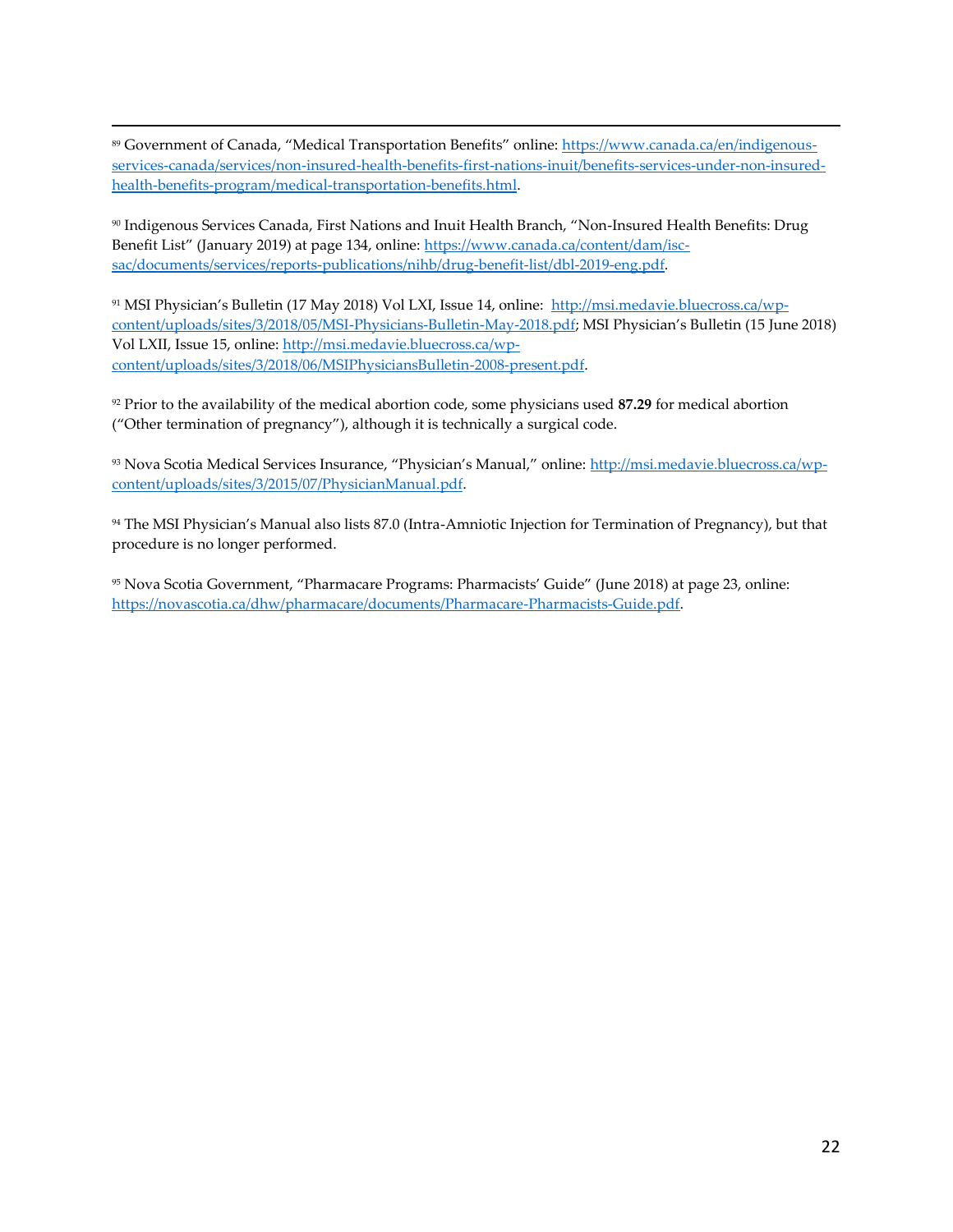[89] Government of Canada, "Medical Transportation Benefits" online: https://www.canada.ca/en/indigenous-services-canada/services/non-insured-health-benefits-first-nations-inuit/benefits-services-under-non-insured-health-benefits-program/medical-transportation-benefits.html.

[90] Indigenous Services Canada, First Nations and Inuit Health Branch, "Non-Insured Health Benefits: Drug Benefit List" (January 2019) at page 134, online: https://www.canada.ca/content/dam/isc-sac/documents/services/reports-publications/nihb/drug-benefit-list/dbl-2019-eng.pdf.

[91] MSI Physician's Bulletin (17 May 2018) Vol LXI, Issue 14, online: http://msi.medavie.bluecross.ca/wp-content/uploads/sites/3/2018/05/MSI-Physicians-Bulletin-May-2018.pdf; MSI Physician's Bulletin (15 June 2018) Vol LXII, Issue 15, online: http://msi.medavie.bluecross.ca/wp-content/uploads/sites/3/2018/06/MSIPhysiciansBulletin-2008-present.pdf.

[92] Prior to the availability of the medical abortion code, some physicians used **87.29** for medical abortion ("Other termination of pregnancy"), although it is technically a surgical code.

[93] Nova Scotia Medical Services Insurance, "Physician's Manual," online: http://msi.medavie.bluecross.ca/wp-content/uploads/sites/3/2015/07/PhysicianManual.pdf.

[94] The MSI Physician's Manual also lists 87.0 (Intra-Amniotic Injection for Termination of Pregnancy), but that procedure is no longer performed.

[95] Nova Scotia Government, "Pharmacare Programs: Pharmacists' Guide" (June 2018) at page 23, online: https://novascotia.ca/dhw/pharmacare/documents/Pharmacare-Pharmacists-Guide.pdf.